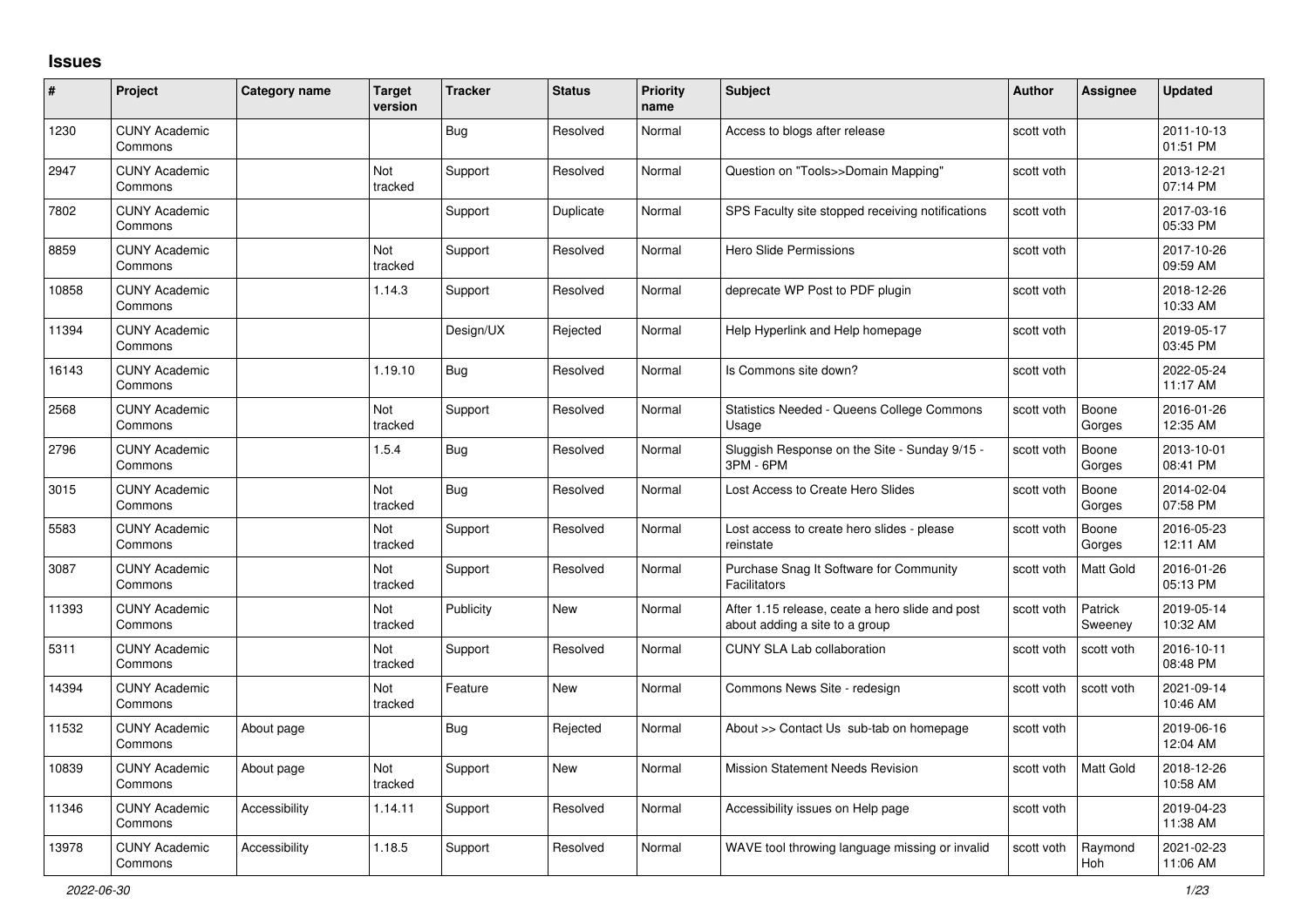## Issues

| # | Project | Category name | Target version | Tracker | Status | Priority name | Subject | Author | Assignee | Updated |
|---|---|---|---|---|---|---|---|---|---|---|
| 1230 | CUNY Academic Commons | | | Bug | Resolved | Normal | Access to blogs after release | scott voth | | 2011-10-13 01:51 PM |
| 2947 | CUNY Academic Commons | | Not tracked | Support | Resolved | Normal | Question on "Tools>>Domain Mapping" | scott voth | | 2013-12-21 07:14 PM |
| 7802 | CUNY Academic Commons | | | Support | Duplicate | Normal | SPS Faculty site stopped receiving notifications | scott voth | | 2017-03-16 05:33 PM |
| 8859 | CUNY Academic Commons | | Not tracked | Support | Resolved | Normal | Hero Slide Permissions | scott voth | | 2017-10-26 09:59 AM |
| 10858 | CUNY Academic Commons | | 1.14.3 | Support | Resolved | Normal | deprecate WP Post to PDF plugin | scott voth | | 2018-12-26 10:33 AM |
| 11394 | CUNY Academic Commons | | | Design/UX | Rejected | Normal | Help Hyperlink and Help homepage | scott voth | | 2019-05-17 03:45 PM |
| 16143 | CUNY Academic Commons | | 1.19.10 | Bug | Resolved | Normal | Is Commons site down? | scott voth | | 2022-05-24 11:17 AM |
| 2568 | CUNY Academic Commons | | Not tracked | Support | Resolved | Normal | Statistics Needed - Queens College Commons Usage | scott voth | Boone Gorges | 2016-01-26 12:35 AM |
| 2796 | CUNY Academic Commons | | 1.5.4 | Bug | Resolved | Normal | Sluggish Response on the Site - Sunday 9/15 - 3PM - 6PM | scott voth | Boone Gorges | 2013-10-01 08:41 PM |
| 3015 | CUNY Academic Commons | | Not tracked | Bug | Resolved | Normal | Lost Access to Create Hero Slides | scott voth | Boone Gorges | 2014-02-04 07:58 PM |
| 5583 | CUNY Academic Commons | | Not tracked | Support | Resolved | Normal | Lost access to create hero slides - please reinstate | scott voth | Boone Gorges | 2016-05-23 12:11 AM |
| 3087 | CUNY Academic Commons | | Not tracked | Support | Resolved | Normal | Purchase Snag It Software for Community Facilitators | scott voth | Matt Gold | 2016-01-26 05:13 PM |
| 11393 | CUNY Academic Commons | | Not tracked | Publicity | New | Normal | After 1.15 release, ceate a hero slide and post about adding a site to a group | scott voth | Patrick Sweeney | 2019-05-14 10:32 AM |
| 5311 | CUNY Academic Commons | | Not tracked | Support | Resolved | Normal | CUNY SLA Lab collaboration | scott voth | scott voth | 2016-10-11 08:48 PM |
| 14394 | CUNY Academic Commons | | Not tracked | Feature | New | Normal | Commons News Site - redesign | scott voth | scott voth | 2021-09-14 10:46 AM |
| 11532 | CUNY Academic Commons | About page | | Bug | Rejected | Normal | About >> Contact Us sub-tab on homepage | scott voth | | 2019-06-16 12:04 AM |
| 10839 | CUNY Academic Commons | About page | Not tracked | Support | New | Normal | Mission Statement Needs Revision | scott voth | Matt Gold | 2018-12-26 10:58 AM |
| 11346 | CUNY Academic Commons | Accessibility | 1.14.11 | Support | Resolved | Normal | Accessibility issues on Help page | scott voth | | 2019-04-23 11:38 AM |
| 13978 | CUNY Academic Commons | Accessibility | 1.18.5 | Support | Resolved | Normal | WAVE tool throwing language missing or invalid | scott voth | Raymond Hoh | 2021-02-23 11:06 AM |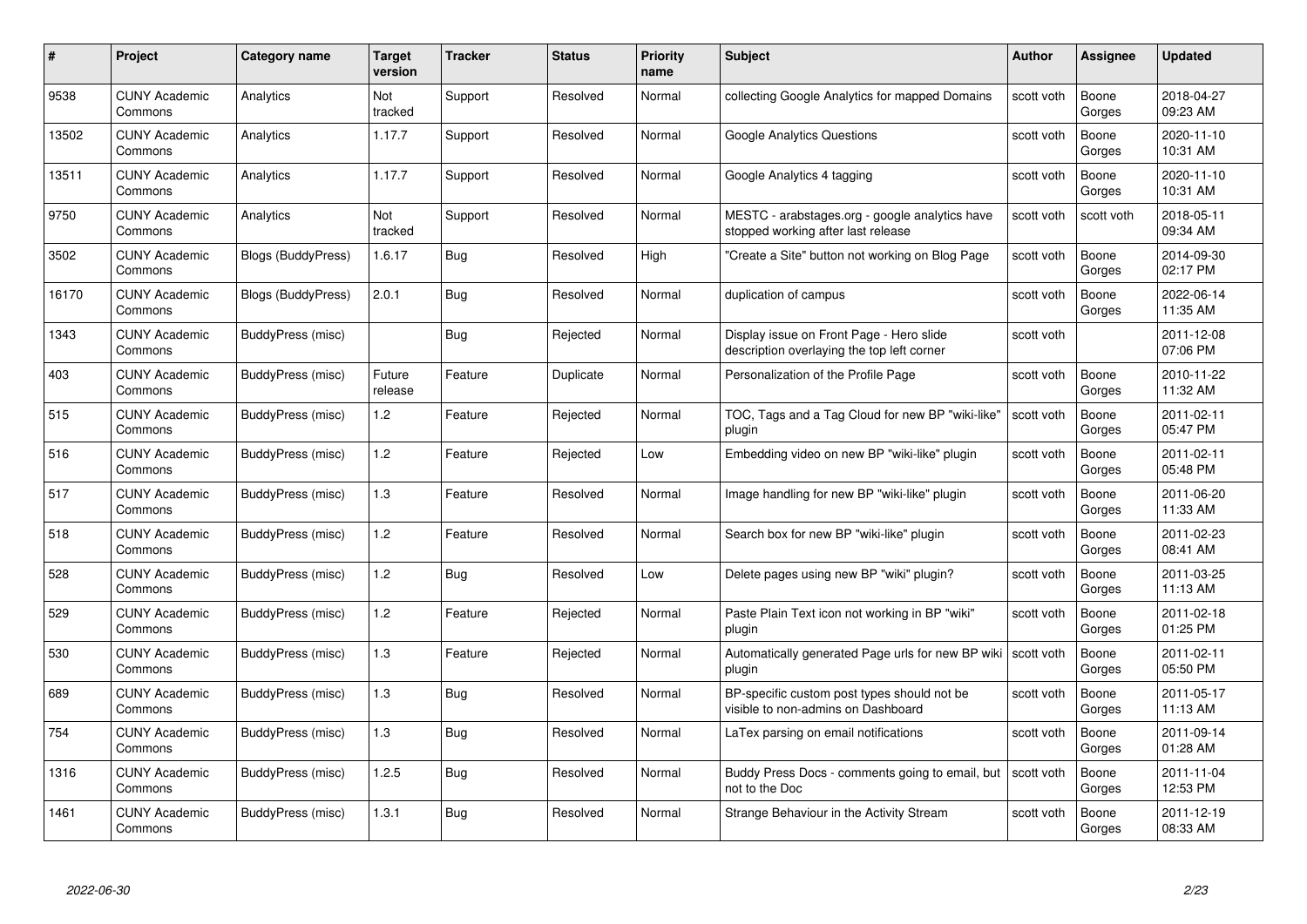| # | Project | Category name | Target version | Tracker | Status | Priority name | Subject | Author | Assignee | Updated |
|---|---|---|---|---|---|---|---|---|---|---|
| 9538 | CUNY Academic Commons | Analytics | Not tracked | Support | Resolved | Normal | collecting Google Analytics for mapped Domains | scott voth | Boone Gorges | 2018-04-27 09:23 AM |
| 13502 | CUNY Academic Commons | Analytics | 1.17.7 | Support | Resolved | Normal | Google Analytics Questions | scott voth | Boone Gorges | 2020-11-10 10:31 AM |
| 13511 | CUNY Academic Commons | Analytics | 1.17.7 | Support | Resolved | Normal | Google Analytics 4 tagging | scott voth | Boone Gorges | 2020-11-10 10:31 AM |
| 9750 | CUNY Academic Commons | Analytics | Not tracked | Support | Resolved | Normal | MESTC - arabstages.org - google analytics have stopped working after last release | scott voth | scott voth | 2018-05-11 09:34 AM |
| 3502 | CUNY Academic Commons | Blogs (BuddyPress) | 1.6.17 | Bug | Resolved | High | "Create a Site" button not working on Blog Page | scott voth | Boone Gorges | 2014-09-30 02:17 PM |
| 16170 | CUNY Academic Commons | Blogs (BuddyPress) | 2.0.1 | Bug | Resolved | Normal | duplication of campus | scott voth | Boone Gorges | 2022-06-14 11:35 AM |
| 1343 | CUNY Academic Commons | BuddyPress (misc) | | Bug | Rejected | Normal | Display issue on Front Page - Hero slide description overlaying the top left corner | scott voth | | 2011-12-08 07:06 PM |
| 403 | CUNY Academic Commons | BuddyPress (misc) | Future release | Feature | Duplicate | Normal | Personalization of the Profile Page | scott voth | Boone Gorges | 2010-11-22 11:32 AM |
| 515 | CUNY Academic Commons | BuddyPress (misc) | 1.2 | Feature | Rejected | Normal | TOC, Tags and a Tag Cloud for new BP "wiki-like" plugin | scott voth | Boone Gorges | 2011-02-11 05:47 PM |
| 516 | CUNY Academic Commons | BuddyPress (misc) | 1.2 | Feature | Rejected | Low | Embedding video on new BP "wiki-like" plugin | scott voth | Boone Gorges | 2011-02-11 05:48 PM |
| 517 | CUNY Academic Commons | BuddyPress (misc) | 1.3 | Feature | Resolved | Normal | Image handling for new BP "wiki-like" plugin | scott voth | Boone Gorges | 2011-06-20 11:33 AM |
| 518 | CUNY Academic Commons | BuddyPress (misc) | 1.2 | Feature | Resolved | Normal | Search box for new BP "wiki-like" plugin | scott voth | Boone Gorges | 2011-02-23 08:41 AM |
| 528 | CUNY Academic Commons | BuddyPress (misc) | 1.2 | Bug | Resolved | Low | Delete pages using new BP "wiki" plugin? | scott voth | Boone Gorges | 2011-03-25 11:13 AM |
| 529 | CUNY Academic Commons | BuddyPress (misc) | 1.2 | Feature | Rejected | Normal | Paste Plain Text icon not working in BP "wiki" plugin | scott voth | Boone Gorges | 2011-02-18 01:25 PM |
| 530 | CUNY Academic Commons | BuddyPress (misc) | 1.3 | Feature | Rejected | Normal | Automatically generated Page urls for new BP wiki plugin | scott voth | Boone Gorges | 2011-02-11 05:50 PM |
| 689 | CUNY Academic Commons | BuddyPress (misc) | 1.3 | Bug | Resolved | Normal | BP-specific custom post types should not be visible to non-admins on Dashboard | scott voth | Boone Gorges | 2011-05-17 11:13 AM |
| 754 | CUNY Academic Commons | BuddyPress (misc) | 1.3 | Bug | Resolved | Normal | LaTex parsing on email notifications | scott voth | Boone Gorges | 2011-09-14 01:28 AM |
| 1316 | CUNY Academic Commons | BuddyPress (misc) | 1.2.5 | Bug | Resolved | Normal | Buddy Press Docs - comments going to email, but not to the Doc | scott voth | Boone Gorges | 2011-11-04 12:53 PM |
| 1461 | CUNY Academic Commons | BuddyPress (misc) | 1.3.1 | Bug | Resolved | Normal | Strange Behaviour in the Activity Stream | scott voth | Boone Gorges | 2011-12-19 08:33 AM |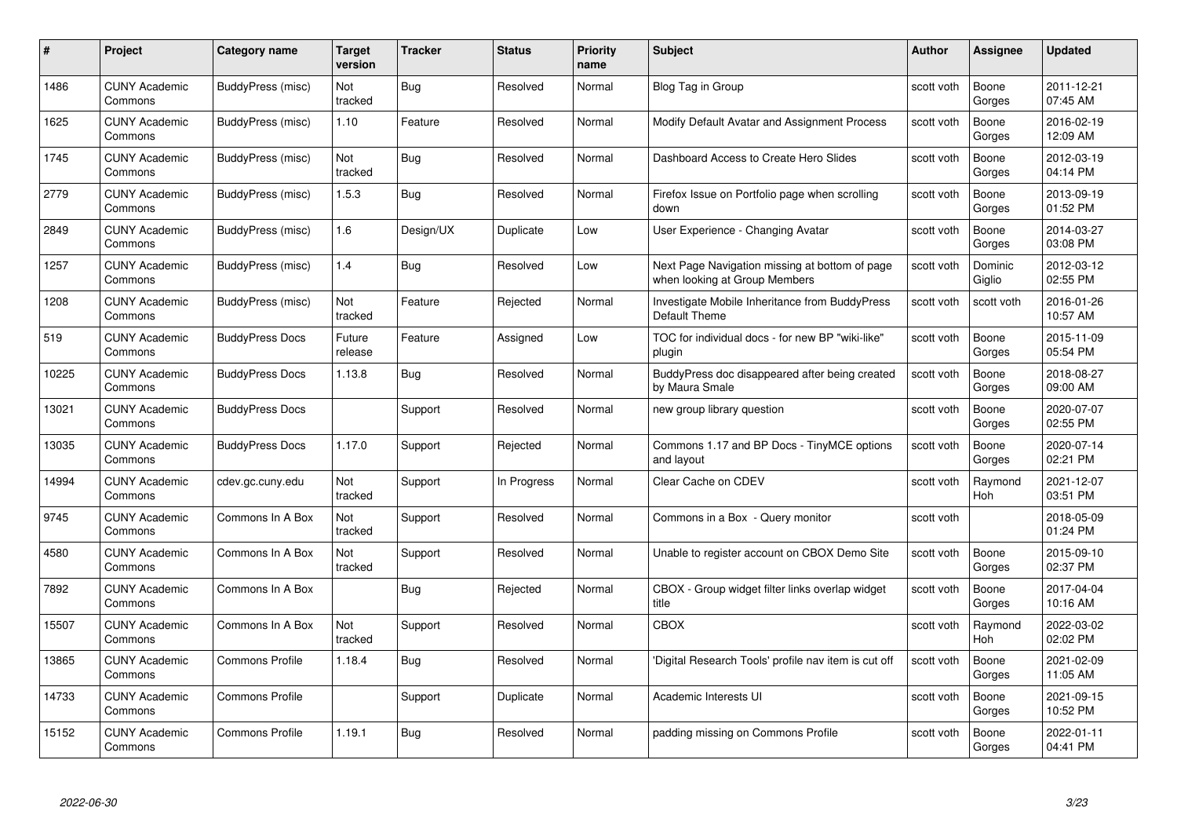| # | Project | Category name | Target version | Tracker | Status | Priority name | Subject | Author | Assignee | Updated |
|---|---|---|---|---|---|---|---|---|---|---|
| 1486 | CUNY Academic Commons | BuddyPress (misc) | Not tracked | Bug | Resolved | Normal | Blog Tag in Group | scott voth | Boone Gorges | 2011-12-21 07:45 AM |
| 1625 | CUNY Academic Commons | BuddyPress (misc) | 1.10 | Feature | Resolved | Normal | Modify Default Avatar and Assignment Process | scott voth | Boone Gorges | 2016-02-19 12:09 AM |
| 1745 | CUNY Academic Commons | BuddyPress (misc) | Not tracked | Bug | Resolved | Normal | Dashboard Access to Create Hero Slides | scott voth | Boone Gorges | 2012-03-19 04:14 PM |
| 2779 | CUNY Academic Commons | BuddyPress (misc) | 1.5.3 | Bug | Resolved | Normal | Firefox Issue on Portfolio page when scrolling down | scott voth | Boone Gorges | 2013-09-19 01:52 PM |
| 2849 | CUNY Academic Commons | BuddyPress (misc) | 1.6 | Design/UX | Duplicate | Low | User Experience - Changing Avatar | scott voth | Boone Gorges | 2014-03-27 03:08 PM |
| 1257 | CUNY Academic Commons | BuddyPress (misc) | 1.4 | Bug | Resolved | Low | Next Page Navigation missing at bottom of page when looking at Group Members | scott voth | Dominic Giglio | 2012-03-12 02:55 PM |
| 1208 | CUNY Academic Commons | BuddyPress (misc) | Not tracked | Feature | Rejected | Normal | Investigate Mobile Inheritance from BuddyPress Default Theme | scott voth | scott voth | 2016-01-26 10:57 AM |
| 519 | CUNY Academic Commons | BuddyPress Docs | Future release | Feature | Assigned | Low | TOC for individual docs - for new BP "wiki-like" plugin | scott voth | Boone Gorges | 2015-11-09 05:54 PM |
| 10225 | CUNY Academic Commons | BuddyPress Docs | 1.13.8 | Bug | Resolved | Normal | BuddyPress doc disappeared after being created by Maura Smale | scott voth | Boone Gorges | 2018-08-27 09:00 AM |
| 13021 | CUNY Academic Commons | BuddyPress Docs | | Support | Resolved | Normal | new group library question | scott voth | Boone Gorges | 2020-07-07 02:55 PM |
| 13035 | CUNY Academic Commons | BuddyPress Docs | 1.17.0 | Support | Rejected | Normal | Commons 1.17 and BP Docs - TinyMCE options and layout | scott voth | Boone Gorges | 2020-07-14 02:21 PM |
| 14994 | CUNY Academic Commons | cdev.gc.cuny.edu | Not tracked | Support | In Progress | Normal | Clear Cache on CDEV | scott voth | Raymond Hoh | 2021-12-07 03:51 PM |
| 9745 | CUNY Academic Commons | Commons In A Box | Not tracked | Support | Resolved | Normal | Commons in a Box - Query monitor | scott voth | | 2018-05-09 01:24 PM |
| 4580 | CUNY Academic Commons | Commons In A Box | Not tracked | Support | Resolved | Normal | Unable to register account on CBOX Demo Site | scott voth | Boone Gorges | 2015-09-10 02:37 PM |
| 7892 | CUNY Academic Commons | Commons In A Box | | Bug | Rejected | Normal | CBOX - Group widget filter links overlap widget title | scott voth | Boone Gorges | 2017-04-04 10:16 AM |
| 15507 | CUNY Academic Commons | Commons In A Box | Not tracked | Support | Resolved | Normal | CBOX | scott voth | Raymond Hoh | 2022-03-02 02:02 PM |
| 13865 | CUNY Academic Commons | Commons Profile | 1.18.4 | Bug | Resolved | Normal | 'Digital Research Tools' profile nav item is cut off | scott voth | Boone Gorges | 2021-02-09 11:05 AM |
| 14733 | CUNY Academic Commons | Commons Profile | | Support | Duplicate | Normal | Academic Interests UI | scott voth | Boone Gorges | 2021-09-15 10:52 PM |
| 15152 | CUNY Academic Commons | Commons Profile | 1.19.1 | Bug | Resolved | Normal | padding missing on Commons Profile | scott voth | Boone Gorges | 2022-01-11 04:41 PM |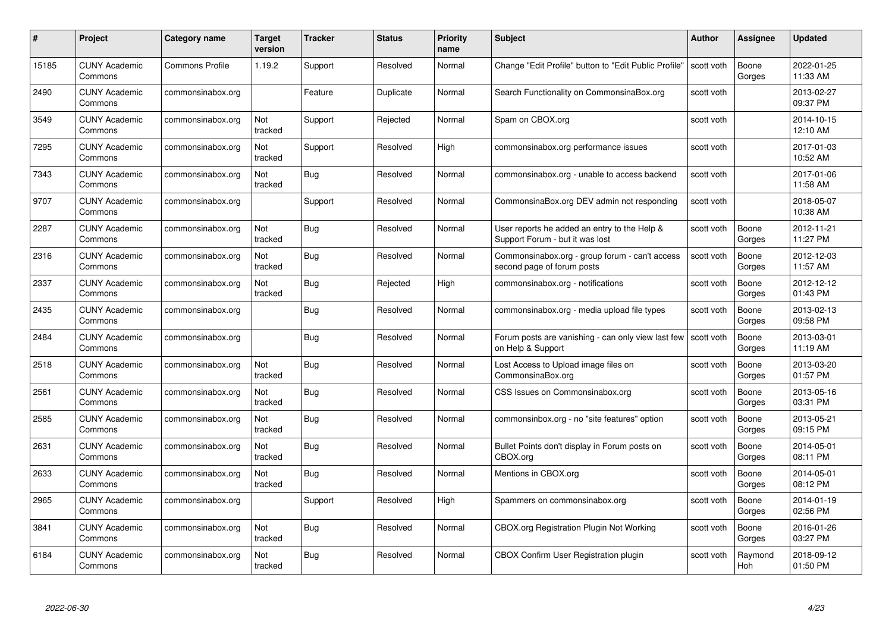| # | Project | Category name | Target version | Tracker | Status | Priority name | Subject | Author | Assignee | Updated |
|---|---|---|---|---|---|---|---|---|---|---|
| 15185 | CUNY Academic Commons | Commons Profile | 1.19.2 | Support | Resolved | Normal | Change "Edit Profile" button to "Edit Public Profile" | scott voth | Boone Gorges | 2022-01-25 11:33 AM |
| 2490 | CUNY Academic Commons | commonsinabox.org | | Feature | Duplicate | Normal | Search Functionality on CommonsinaBox.org | scott voth | | 2013-02-27 09:37 PM |
| 3549 | CUNY Academic Commons | commonsinabox.org | Not tracked | Support | Rejected | Normal | Spam on CBOX.org | scott voth | | 2014-10-15 12:10 AM |
| 7295 | CUNY Academic Commons | commonsinabox.org | Not tracked | Support | Resolved | High | commonsinabox.org performance issues | scott voth | | 2017-01-03 10:52 AM |
| 7343 | CUNY Academic Commons | commonsinabox.org | Not tracked | Bug | Resolved | Normal | commonsinabox.org - unable to access backend | scott voth | | 2017-01-06 11:58 AM |
| 9707 | CUNY Academic Commons | commonsinabox.org | | Support | Resolved | Normal | CommonsinaBox.org DEV admin not responding | scott voth | | 2018-05-07 10:38 AM |
| 2287 | CUNY Academic Commons | commonsinabox.org | Not tracked | Bug | Resolved | Normal | User reports he added an entry to the Help & Support Forum - but it was lost | scott voth | Boone Gorges | 2012-11-21 11:27 PM |
| 2316 | CUNY Academic Commons | commonsinabox.org | Not tracked | Bug | Resolved | Normal | Commonsinabox.org - group forum - can't access second page of forum posts | scott voth | Boone Gorges | 2012-12-03 11:57 AM |
| 2337 | CUNY Academic Commons | commonsinabox.org | Not tracked | Bug | Rejected | High | commonsinabox.org - notifications | scott voth | Boone Gorges | 2012-12-12 01:43 PM |
| 2435 | CUNY Academic Commons | commonsinabox.org | | Bug | Resolved | Normal | commonsinabox.org - media upload file types | scott voth | Boone Gorges | 2013-02-13 09:58 PM |
| 2484 | CUNY Academic Commons | commonsinabox.org | | Bug | Resolved | Normal | Forum posts are vanishing - can only view last few on Help & Support | scott voth | Boone Gorges | 2013-03-01 11:19 AM |
| 2518 | CUNY Academic Commons | commonsinabox.org | Not tracked | Bug | Resolved | Normal | Lost Access to Upload image files on CommonsinaBox.org | scott voth | Boone Gorges | 2013-03-20 01:57 PM |
| 2561 | CUNY Academic Commons | commonsinabox.org | Not tracked | Bug | Resolved | Normal | CSS Issues on Commonsinabox.org | scott voth | Boone Gorges | 2013-05-16 03:31 PM |
| 2585 | CUNY Academic Commons | commonsinabox.org | Not tracked | Bug | Resolved | Normal | commonsinbox.org - no "site features" option | scott voth | Boone Gorges | 2013-05-21 09:15 PM |
| 2631 | CUNY Academic Commons | commonsinabox.org | Not tracked | Bug | Resolved | Normal | Bullet Points don't display in Forum posts on CBOX.org | scott voth | Boone Gorges | 2014-05-01 08:11 PM |
| 2633 | CUNY Academic Commons | commonsinabox.org | Not tracked | Bug | Resolved | Normal | Mentions in CBOX.org | scott voth | Boone Gorges | 2014-05-01 08:12 PM |
| 2965 | CUNY Academic Commons | commonsinabox.org | | Support | Resolved | High | Spammers on commonsinabox.org | scott voth | Boone Gorges | 2014-01-19 02:56 PM |
| 3841 | CUNY Academic Commons | commonsinabox.org | Not tracked | Bug | Resolved | Normal | CBOX.org Registration Plugin Not Working | scott voth | Boone Gorges | 2016-01-26 03:27 PM |
| 6184 | CUNY Academic Commons | commonsinabox.org | Not tracked | Bug | Resolved | Normal | CBOX Confirm User Registration plugin | scott voth | Raymond Hoh | 2018-09-12 01:50 PM |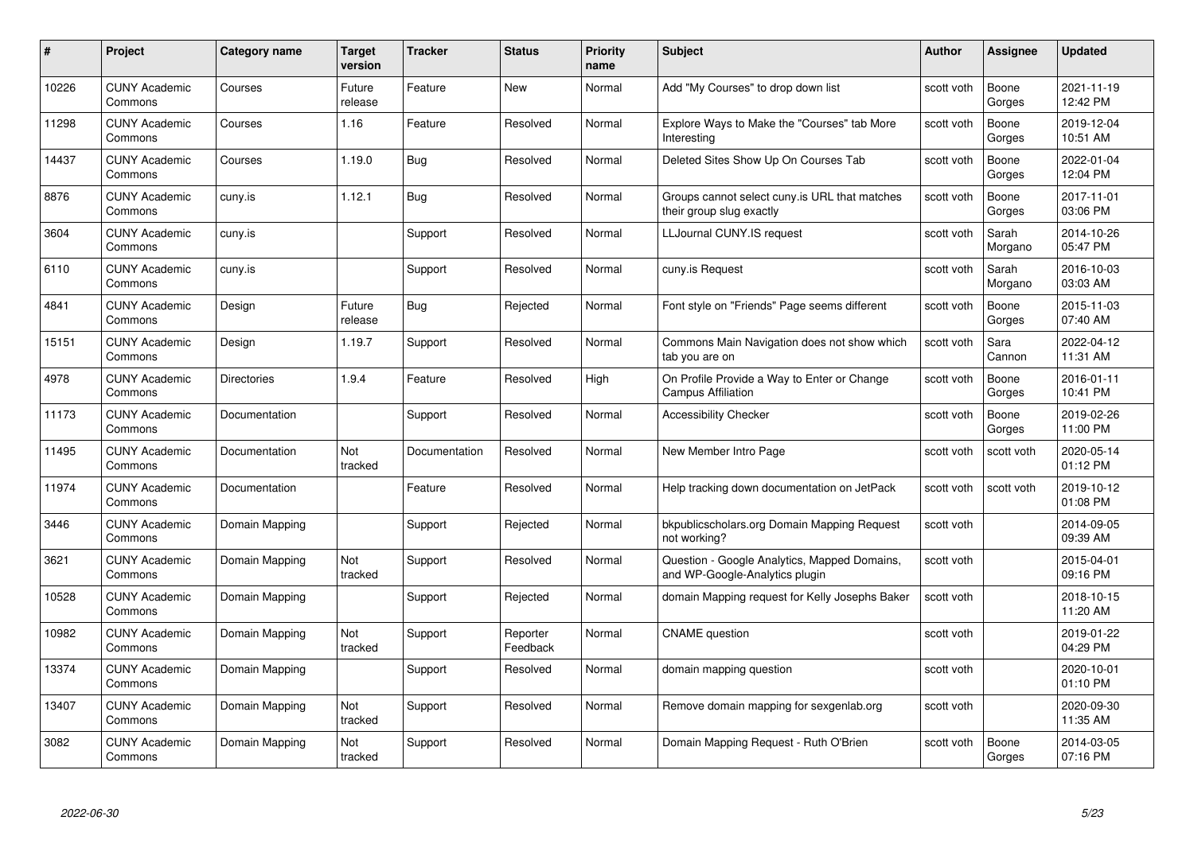| # | Project | Category name | Target version | Tracker | Status | Priority name | Subject | Author | Assignee | Updated |
|---|---|---|---|---|---|---|---|---|---|---|
| 10226 | CUNY Academic Commons | Courses | Future release | Feature | New | Normal | Add "My Courses" to drop down list | scott voth | Boone Gorges | 2021-11-19 12:42 PM |
| 11298 | CUNY Academic Commons | Courses | 1.16 | Feature | Resolved | Normal | Explore Ways to Make the "Courses" tab More Interesting | scott voth | Boone Gorges | 2019-12-04 10:51 AM |
| 14437 | CUNY Academic Commons | Courses | 1.19.0 | Bug | Resolved | Normal | Deleted Sites Show Up On Courses Tab | scott voth | Boone Gorges | 2022-01-04 12:04 PM |
| 8876 | CUNY Academic Commons | cuny.is | 1.12.1 | Bug | Resolved | Normal | Groups cannot select cuny.is URL that matches their group slug exactly | scott voth | Boone Gorges | 2017-11-01 03:06 PM |
| 3604 | CUNY Academic Commons | cuny.is | | Support | Resolved | Normal | LLJournal CUNY.IS request | scott voth | Sarah Morgano | 2014-10-26 05:47 PM |
| 6110 | CUNY Academic Commons | cuny.is | | Support | Resolved | Normal | cuny.is Request | scott voth | Sarah Morgano | 2016-10-03 03:03 AM |
| 4841 | CUNY Academic Commons | Design | Future release | Bug | Rejected | Normal | Font style on "Friends" Page seems different | scott voth | Boone Gorges | 2015-11-03 07:40 AM |
| 15151 | CUNY Academic Commons | Design | 1.19.7 | Support | Resolved | Normal | Commons Main Navigation does not show which tab you are on | scott voth | Sara Cannon | 2022-04-12 11:31 AM |
| 4978 | CUNY Academic Commons | Directories | 1.9.4 | Feature | Resolved | High | On Profile Provide a Way to Enter or Change Campus Affiliation | scott voth | Boone Gorges | 2016-01-11 10:41 PM |
| 11173 | CUNY Academic Commons | Documentation | | Support | Resolved | Normal | Accessibility Checker | scott voth | Boone Gorges | 2019-02-26 11:00 PM |
| 11495 | CUNY Academic Commons | Documentation | Not tracked | Documentation | Resolved | Normal | New Member Intro Page | scott voth | scott voth | 2020-05-14 01:12 PM |
| 11974 | CUNY Academic Commons | Documentation | | Feature | Resolved | Normal | Help tracking down documentation on JetPack | scott voth | scott voth | 2019-10-12 01:08 PM |
| 3446 | CUNY Academic Commons | Domain Mapping | | Support | Rejected | Normal | bkpublicscholars.org Domain Mapping Request not working? | scott voth | | 2014-09-05 09:39 AM |
| 3621 | CUNY Academic Commons | Domain Mapping | Not tracked | Support | Resolved | Normal | Question - Google Analytics, Mapped Domains, and WP-Google-Analytics plugin | scott voth | | 2015-04-01 09:16 PM |
| 10528 | CUNY Academic Commons | Domain Mapping | | Support | Rejected | Normal | domain Mapping request for Kelly Josephs Baker | scott voth | | 2018-10-15 11:20 AM |
| 10982 | CUNY Academic Commons | Domain Mapping | Not tracked | Support | Reporter Feedback | Normal | CNAME question | scott voth | | 2019-01-22 04:29 PM |
| 13374 | CUNY Academic Commons | Domain Mapping | | Support | Resolved | Normal | domain mapping question | scott voth | | 2020-10-01 01:10 PM |
| 13407 | CUNY Academic Commons | Domain Mapping | Not tracked | Support | Resolved | Normal | Remove domain mapping for sexgenlab.org | scott voth | | 2020-09-30 11:35 AM |
| 3082 | CUNY Academic Commons | Domain Mapping | Not tracked | Support | Resolved | Normal | Domain Mapping Request - Ruth O'Brien | scott voth | Boone Gorges | 2014-03-05 07:16 PM |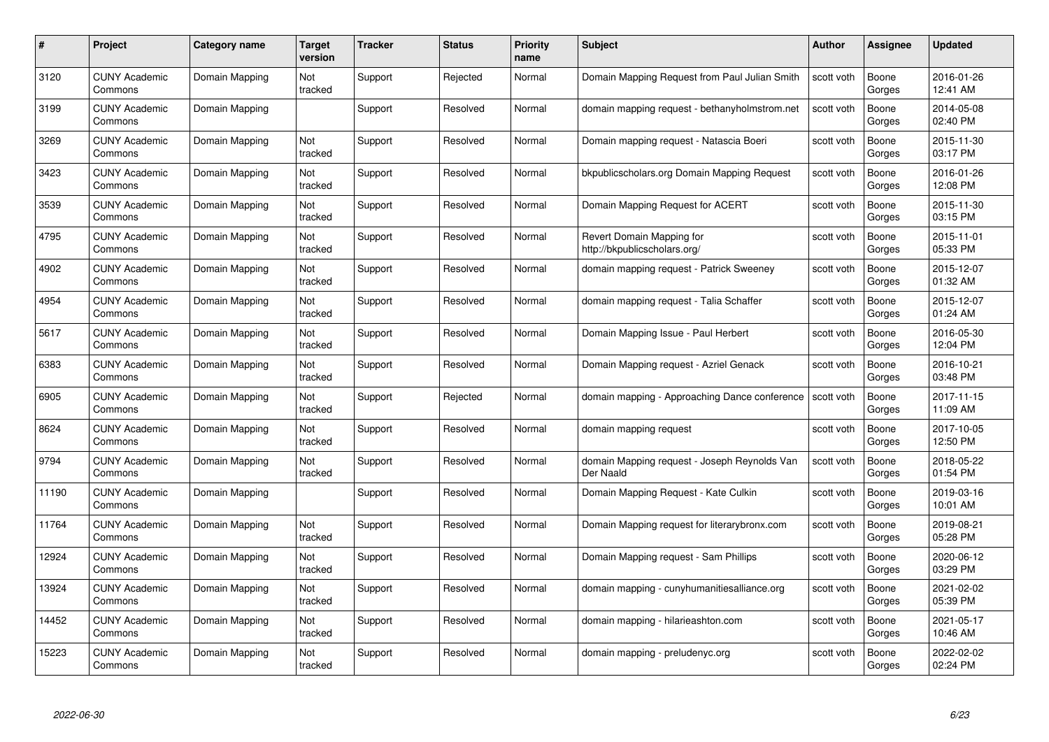| # | Project | Category name | Target version | Tracker | Status | Priority name | Subject | Author | Assignee | Updated |
|---|---|---|---|---|---|---|---|---|---|---|
| 3120 | CUNY Academic Commons | Domain Mapping | Not tracked | Support | Rejected | Normal | Domain Mapping Request from Paul Julian Smith | scott voth | Boone Gorges | 2016-01-26 12:41 AM |
| 3199 | CUNY Academic Commons | Domain Mapping | | Support | Resolved | Normal | domain mapping request - bethanyholmstrom.net | scott voth | Boone Gorges | 2014-05-08 02:40 PM |
| 3269 | CUNY Academic Commons | Domain Mapping | Not tracked | Support | Resolved | Normal | Domain mapping request - Natascia Boeri | scott voth | Boone Gorges | 2015-11-30 03:17 PM |
| 3423 | CUNY Academic Commons | Domain Mapping | Not tracked | Support | Resolved | Normal | bkpublicscholars.org Domain Mapping Request | scott voth | Boone Gorges | 2016-01-26 12:08 PM |
| 3539 | CUNY Academic Commons | Domain Mapping | Not tracked | Support | Resolved | Normal | Domain Mapping Request for ACERT | scott voth | Boone Gorges | 2015-11-30 03:15 PM |
| 4795 | CUNY Academic Commons | Domain Mapping | Not tracked | Support | Resolved | Normal | Revert Domain Mapping for http://bkpublicscholars.org/ | scott voth | Boone Gorges | 2015-11-01 05:33 PM |
| 4902 | CUNY Academic Commons | Domain Mapping | Not tracked | Support | Resolved | Normal | domain mapping request - Patrick Sweeney | scott voth | Boone Gorges | 2015-12-07 01:32 AM |
| 4954 | CUNY Academic Commons | Domain Mapping | Not tracked | Support | Resolved | Normal | domain mapping request - Talia Schaffer | scott voth | Boone Gorges | 2015-12-07 01:24 AM |
| 5617 | CUNY Academic Commons | Domain Mapping | Not tracked | Support | Resolved | Normal | Domain Mapping Issue - Paul Herbert | scott voth | Boone Gorges | 2016-05-30 12:04 PM |
| 6383 | CUNY Academic Commons | Domain Mapping | Not tracked | Support | Resolved | Normal | Domain Mapping request - Azriel Genack | scott voth | Boone Gorges | 2016-10-21 03:48 PM |
| 6905 | CUNY Academic Commons | Domain Mapping | Not tracked | Support | Rejected | Normal | domain mapping - Approaching Dance conference | scott voth | Boone Gorges | 2017-11-15 11:09 AM |
| 8624 | CUNY Academic Commons | Domain Mapping | Not tracked | Support | Resolved | Normal | domain mapping request | scott voth | Boone Gorges | 2017-10-05 12:50 PM |
| 9794 | CUNY Academic Commons | Domain Mapping | Not tracked | Support | Resolved | Normal | domain Mapping request - Joseph Reynolds Van Der Naald | scott voth | Boone Gorges | 2018-05-22 01:54 PM |
| 11190 | CUNY Academic Commons | Domain Mapping | | Support | Resolved | Normal | Domain Mapping Request - Kate Culkin | scott voth | Boone Gorges | 2019-03-16 10:01 AM |
| 11764 | CUNY Academic Commons | Domain Mapping | Not tracked | Support | Resolved | Normal | Domain Mapping request for literarybronx.com | scott voth | Boone Gorges | 2019-08-21 05:28 PM |
| 12924 | CUNY Academic Commons | Domain Mapping | Not tracked | Support | Resolved | Normal | Domain Mapping request - Sam Phillips | scott voth | Boone Gorges | 2020-06-12 03:29 PM |
| 13924 | CUNY Academic Commons | Domain Mapping | Not tracked | Support | Resolved | Normal | domain mapping - cunyhumanitiesalliance.org | scott voth | Boone Gorges | 2021-02-02 05:39 PM |
| 14452 | CUNY Academic Commons | Domain Mapping | Not tracked | Support | Resolved | Normal | domain mapping - hilarieashton.com | scott voth | Boone Gorges | 2021-05-17 10:46 AM |
| 15223 | CUNY Academic Commons | Domain Mapping | Not tracked | Support | Resolved | Normal | domain mapping - preludenyc.org | scott voth | Boone Gorges | 2022-02-02 02:24 PM |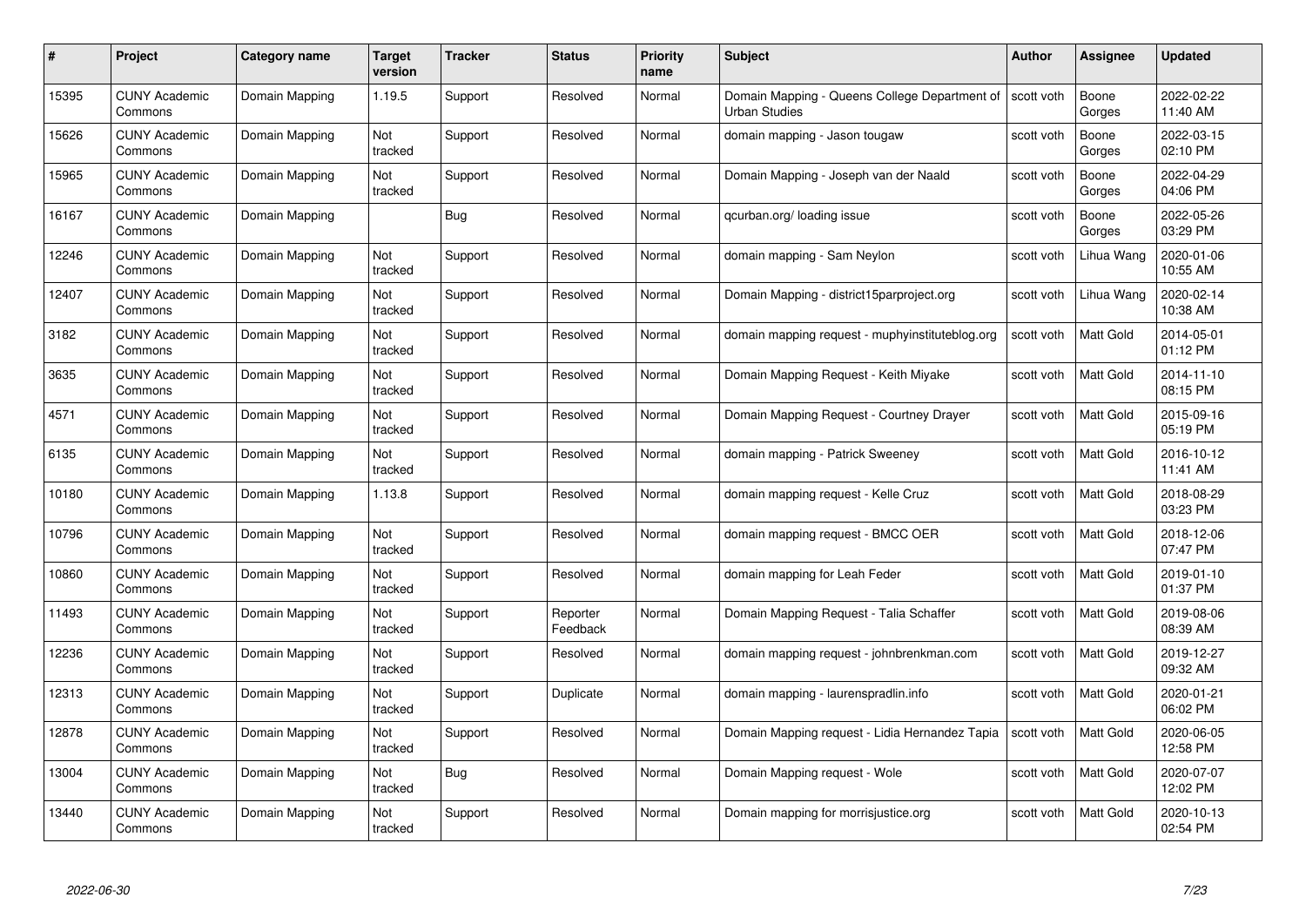| # | Project | Category name | Target version | Tracker | Status | Priority name | Subject | Author | Assignee | Updated |
|---|---|---|---|---|---|---|---|---|---|---|
| 15395 | CUNY Academic Commons | Domain Mapping | 1.19.5 | Support | Resolved | Normal | Domain Mapping - Queens College Department of Urban Studies | scott voth | Boone Gorges | 2022-02-22 11:40 AM |
| 15626 | CUNY Academic Commons | Domain Mapping | Not tracked | Support | Resolved | Normal | domain mapping - Jason tougaw | scott voth | Boone Gorges | 2022-03-15 02:10 PM |
| 15965 | CUNY Academic Commons | Domain Mapping | Not tracked | Support | Resolved | Normal | Domain Mapping - Joseph van der Naald | scott voth | Boone Gorges | 2022-04-29 04:06 PM |
| 16167 | CUNY Academic Commons | Domain Mapping | | Bug | Resolved | Normal | qcurban.org/ loading issue | scott voth | Boone Gorges | 2022-05-26 03:29 PM |
| 12246 | CUNY Academic Commons | Domain Mapping | Not tracked | Support | Resolved | Normal | domain mapping - Sam Neylon | scott voth | Lihua Wang | 2020-01-06 10:55 AM |
| 12407 | CUNY Academic Commons | Domain Mapping | Not tracked | Support | Resolved | Normal | Domain Mapping - district15parproject.org | scott voth | Lihua Wang | 2020-02-14 10:38 AM |
| 3182 | CUNY Academic Commons | Domain Mapping | Not tracked | Support | Resolved | Normal | domain mapping request - muphyinstituteblog.org | scott voth | Matt Gold | 2014-05-01 01:12 PM |
| 3635 | CUNY Academic Commons | Domain Mapping | Not tracked | Support | Resolved | Normal | Domain Mapping Request - Keith Miyake | scott voth | Matt Gold | 2014-11-10 08:15 PM |
| 4571 | CUNY Academic Commons | Domain Mapping | Not tracked | Support | Resolved | Normal | Domain Mapping Request - Courtney Drayer | scott voth | Matt Gold | 2015-09-16 05:19 PM |
| 6135 | CUNY Academic Commons | Domain Mapping | Not tracked | Support | Resolved | Normal | domain mapping - Patrick Sweeney | scott voth | Matt Gold | 2016-10-12 11:41 AM |
| 10180 | CUNY Academic Commons | Domain Mapping | 1.13.8 | Support | Resolved | Normal | domain mapping request - Kelle Cruz | scott voth | Matt Gold | 2018-08-29 03:23 PM |
| 10796 | CUNY Academic Commons | Domain Mapping | Not tracked | Support | Resolved | Normal | domain mapping request - BMCC OER | scott voth | Matt Gold | 2018-12-06 07:47 PM |
| 10860 | CUNY Academic Commons | Domain Mapping | Not tracked | Support | Resolved | Normal | domain mapping for Leah Feder | scott voth | Matt Gold | 2019-01-10 01:37 PM |
| 11493 | CUNY Academic Commons | Domain Mapping | Not tracked | Support | Reporter Feedback | Normal | Domain Mapping Request - Talia Schaffer | scott voth | Matt Gold | 2019-08-06 08:39 AM |
| 12236 | CUNY Academic Commons | Domain Mapping | Not tracked | Support | Resolved | Normal | domain mapping request - johnbrenkman.com | scott voth | Matt Gold | 2019-12-27 09:32 AM |
| 12313 | CUNY Academic Commons | Domain Mapping | Not tracked | Support | Duplicate | Normal | domain mapping - laurenspradlin.info | scott voth | Matt Gold | 2020-01-21 06:02 PM |
| 12878 | CUNY Academic Commons | Domain Mapping | Not tracked | Support | Resolved | Normal | Domain Mapping request - Lidia Hernandez Tapia | scott voth | Matt Gold | 2020-06-05 12:58 PM |
| 13004 | CUNY Academic Commons | Domain Mapping | Not tracked | Bug | Resolved | Normal | Domain Mapping request - Wole | scott voth | Matt Gold | 2020-07-07 12:02 PM |
| 13440 | CUNY Academic Commons | Domain Mapping | Not tracked | Support | Resolved | Normal | Domain mapping for morrisjustice.org | scott voth | Matt Gold | 2020-10-13 02:54 PM |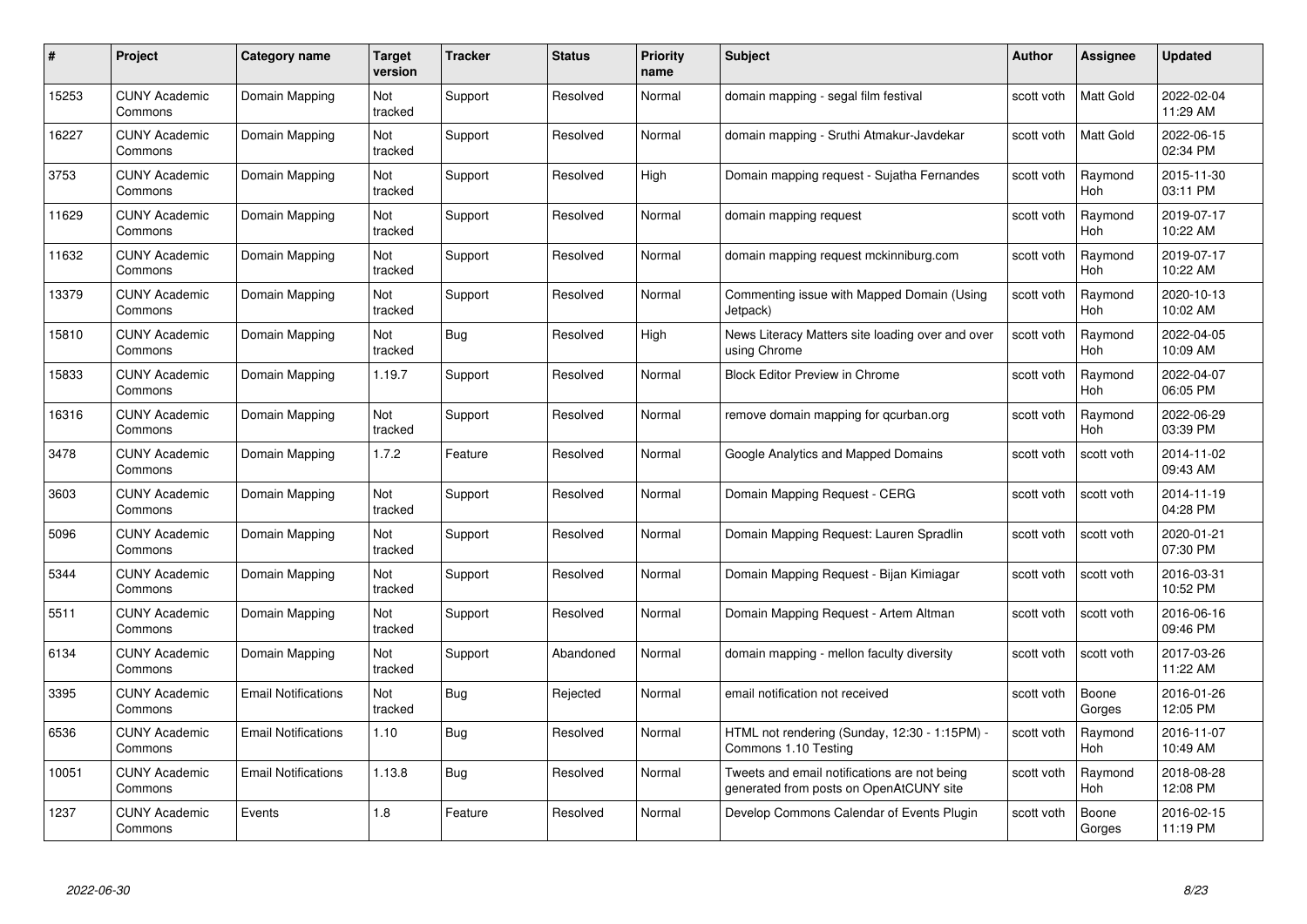| # | Project | Category name | Target version | Tracker | Status | Priority name | Subject | Author | Assignee | Updated |
|---|---|---|---|---|---|---|---|---|---|---|
| 15253 | CUNY Academic Commons | Domain Mapping | Not tracked | Support | Resolved | Normal | domain mapping - segal film festival | scott voth | Matt Gold | 2022-02-04 11:29 AM |
| 16227 | CUNY Academic Commons | Domain Mapping | Not tracked | Support | Resolved | Normal | domain mapping - Sruthi Atmakur-Javdekar | scott voth | Matt Gold | 2022-06-15 02:34 PM |
| 3753 | CUNY Academic Commons | Domain Mapping | Not tracked | Support | Resolved | High | Domain mapping request - Sujatha Fernandes | scott voth | Raymond Hoh | 2015-11-30 03:11 PM |
| 11629 | CUNY Academic Commons | Domain Mapping | Not tracked | Support | Resolved | Normal | domain mapping request | scott voth | Raymond Hoh | 2019-07-17 10:22 AM |
| 11632 | CUNY Academic Commons | Domain Mapping | Not tracked | Support | Resolved | Normal | domain mapping request mckinniburg.com | scott voth | Raymond Hoh | 2019-07-17 10:22 AM |
| 13379 | CUNY Academic Commons | Domain Mapping | Not tracked | Support | Resolved | Normal | Commenting issue with Mapped Domain (Using Jetpack) | scott voth | Raymond Hoh | 2020-10-13 10:02 AM |
| 15810 | CUNY Academic Commons | Domain Mapping | Not tracked | Bug | Resolved | High | News Literacy Matters site loading over and over using Chrome | scott voth | Raymond Hoh | 2022-04-05 10:09 AM |
| 15833 | CUNY Academic Commons | Domain Mapping | 1.19.7 | Support | Resolved | Normal | Block Editor Preview in Chrome | scott voth | Raymond Hoh | 2022-04-07 06:05 PM |
| 16316 | CUNY Academic Commons | Domain Mapping | Not tracked | Support | Resolved | Normal | remove domain mapping for qcurban.org | scott voth | Raymond Hoh | 2022-06-29 03:39 PM |
| 3478 | CUNY Academic Commons | Domain Mapping | 1.7.2 | Feature | Resolved | Normal | Google Analytics and Mapped Domains | scott voth | scott voth | 2014-11-02 09:43 AM |
| 3603 | CUNY Academic Commons | Domain Mapping | Not tracked | Support | Resolved | Normal | Domain Mapping Request - CERG | scott voth | scott voth | 2014-11-19 04:28 PM |
| 5096 | CUNY Academic Commons | Domain Mapping | Not tracked | Support | Resolved | Normal | Domain Mapping Request: Lauren Spradlin | scott voth | scott voth | 2020-01-21 07:30 PM |
| 5344 | CUNY Academic Commons | Domain Mapping | Not tracked | Support | Resolved | Normal | Domain Mapping Request - Bijan Kimiagar | scott voth | scott voth | 2016-03-31 10:52 PM |
| 5511 | CUNY Academic Commons | Domain Mapping | Not tracked | Support | Resolved | Normal | Domain Mapping Request - Artem Altman | scott voth | scott voth | 2016-06-16 09:46 PM |
| 6134 | CUNY Academic Commons | Domain Mapping | Not tracked | Support | Abandoned | Normal | domain mapping - mellon faculty diversity | scott voth | scott voth | 2017-03-26 11:22 AM |
| 3395 | CUNY Academic Commons | Email Notifications | Not tracked | Bug | Rejected | Normal | email notification not received | scott voth | Boone Gorges | 2016-01-26 12:05 PM |
| 6536 | CUNY Academic Commons | Email Notifications | 1.10 | Bug | Resolved | Normal | HTML not rendering (Sunday, 12:30 - 1:15PM) - Commons 1.10 Testing | scott voth | Raymond Hoh | 2016-11-07 10:49 AM |
| 10051 | CUNY Academic Commons | Email Notifications | 1.13.8 | Bug | Resolved | Normal | Tweets and email notifications are not being generated from posts on OpenAtCUNY site | scott voth | Raymond Hoh | 2018-08-28 12:08 PM |
| 1237 | CUNY Academic Commons | Events | 1.8 | Feature | Resolved | Normal | Develop Commons Calendar of Events Plugin | scott voth | Boone Gorges | 2016-02-15 11:19 PM |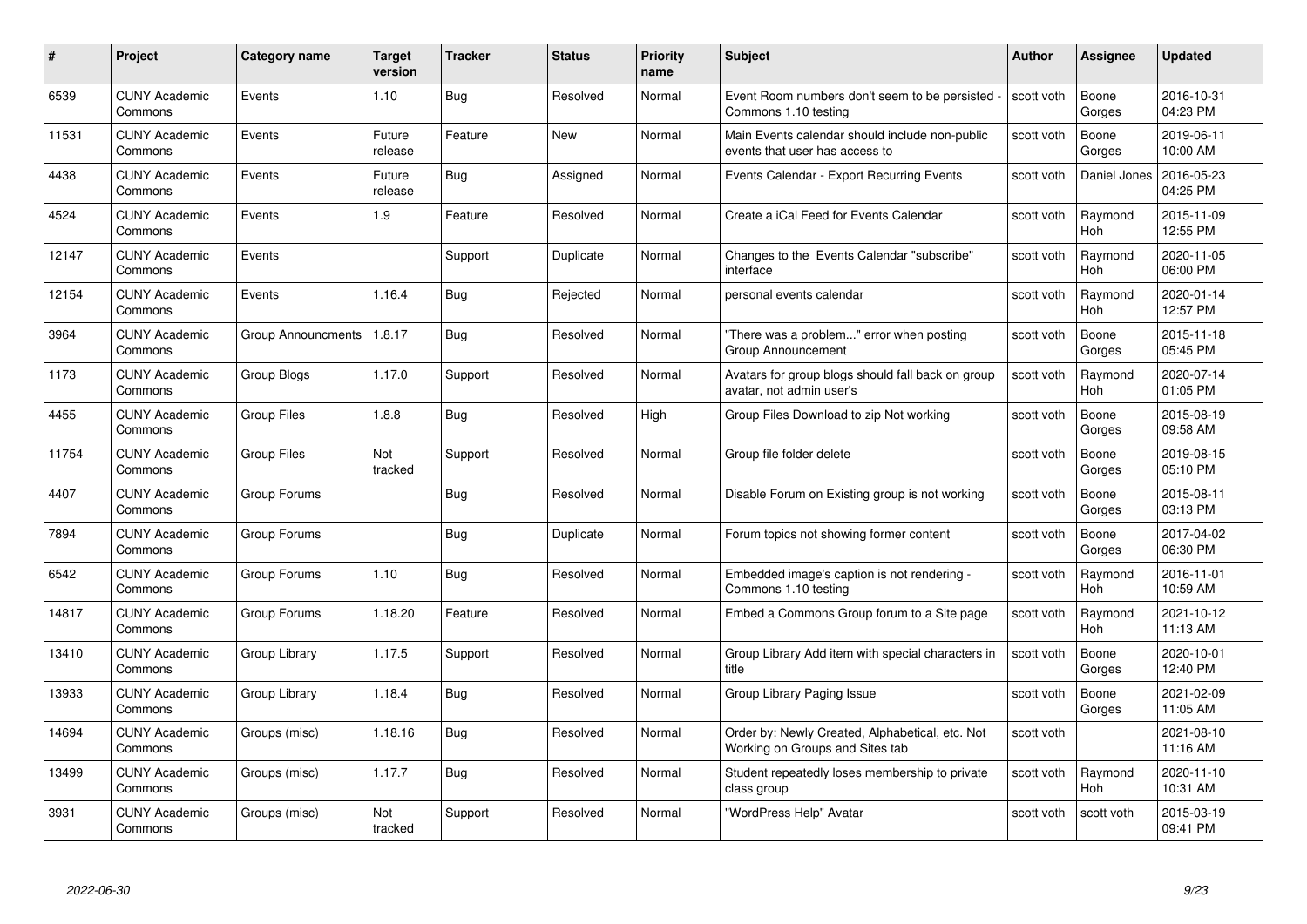| # | Project | Category name | Target version | Tracker | Status | Priority name | Subject | Author | Assignee | Updated |
|---|---|---|---|---|---|---|---|---|---|---|
| 6539 | CUNY Academic Commons | Events | 1.10 | Bug | Resolved | Normal | Event Room numbers don't seem to be persisted - Commons 1.10 testing | scott voth | Boone Gorges | 2016-10-31 04:23 PM |
| 11531 | CUNY Academic Commons | Events | Future release | Feature | New | Normal | Main Events calendar should include non-public events that user has access to | scott voth | Boone Gorges | 2019-06-11 10:00 AM |
| 4438 | CUNY Academic Commons | Events | Future release | Bug | Assigned | Normal | Events Calendar - Export Recurring Events | scott voth | Daniel Jones | 2016-05-23 04:25 PM |
| 4524 | CUNY Academic Commons | Events | 1.9 | Feature | Resolved | Normal | Create a iCal Feed for Events Calendar | scott voth | Raymond Hoh | 2015-11-09 12:55 PM |
| 12147 | CUNY Academic Commons | Events | | Support | Duplicate | Normal | Changes to the Events Calendar "subscribe" interface | scott voth | Raymond Hoh | 2020-11-05 06:00 PM |
| 12154 | CUNY Academic Commons | Events | 1.16.4 | Bug | Rejected | Normal | personal events calendar | scott voth | Raymond Hoh | 2020-01-14 12:57 PM |
| 3964 | CUNY Academic Commons | Group Announcments | 1.8.17 | Bug | Resolved | Normal | "There was a problem..." error when posting Group Announcement | scott voth | Boone Gorges | 2015-11-18 05:45 PM |
| 1173 | CUNY Academic Commons | Group Blogs | 1.17.0 | Support | Resolved | Normal | Avatars for group blogs should fall back on group avatar, not admin user's | scott voth | Raymond Hoh | 2020-07-14 01:05 PM |
| 4455 | CUNY Academic Commons | Group Files | 1.8.8 | Bug | Resolved | High | Group Files Download to zip Not working | scott voth | Boone Gorges | 2015-08-19 09:58 AM |
| 11754 | CUNY Academic Commons | Group Files | Not tracked | Support | Resolved | Normal | Group file folder delete | scott voth | Boone Gorges | 2019-08-15 05:10 PM |
| 4407 | CUNY Academic Commons | Group Forums | | Bug | Resolved | Normal | Disable Forum on Existing group is not working | scott voth | Boone Gorges | 2015-08-11 03:13 PM |
| 7894 | CUNY Academic Commons | Group Forums | | Bug | Duplicate | Normal | Forum topics not showing former content | scott voth | Boone Gorges | 2017-04-02 06:30 PM |
| 6542 | CUNY Academic Commons | Group Forums | 1.10 | Bug | Resolved | Normal | Embedded image's caption is not rendering - Commons 1.10 testing | scott voth | Raymond Hoh | 2016-11-01 10:59 AM |
| 14817 | CUNY Academic Commons | Group Forums | 1.18.20 | Feature | Resolved | Normal | Embed a Commons Group forum to a Site page | scott voth | Raymond Hoh | 2021-10-12 11:13 AM |
| 13410 | CUNY Academic Commons | Group Library | 1.17.5 | Support | Resolved | Normal | Group Library Add item with special characters in title | scott voth | Boone Gorges | 2020-10-01 12:40 PM |
| 13933 | CUNY Academic Commons | Group Library | 1.18.4 | Bug | Resolved | Normal | Group Library Paging Issue | scott voth | Boone Gorges | 2021-02-09 11:05 AM |
| 14694 | CUNY Academic Commons | Groups (misc) | 1.18.16 | Bug | Resolved | Normal | Order by: Newly Created, Alphabetical, etc. Not Working on Groups and Sites tab | scott voth | | 2021-08-10 11:16 AM |
| 13499 | CUNY Academic Commons | Groups (misc) | 1.17.7 | Bug | Resolved | Normal | Student repeatedly loses membership to private class group | scott voth | Raymond Hoh | 2020-11-10 10:31 AM |
| 3931 | CUNY Academic Commons | Groups (misc) | Not tracked | Support | Resolved | Normal | "WordPress Help" Avatar | scott voth | scott voth | 2015-03-19 09:41 PM |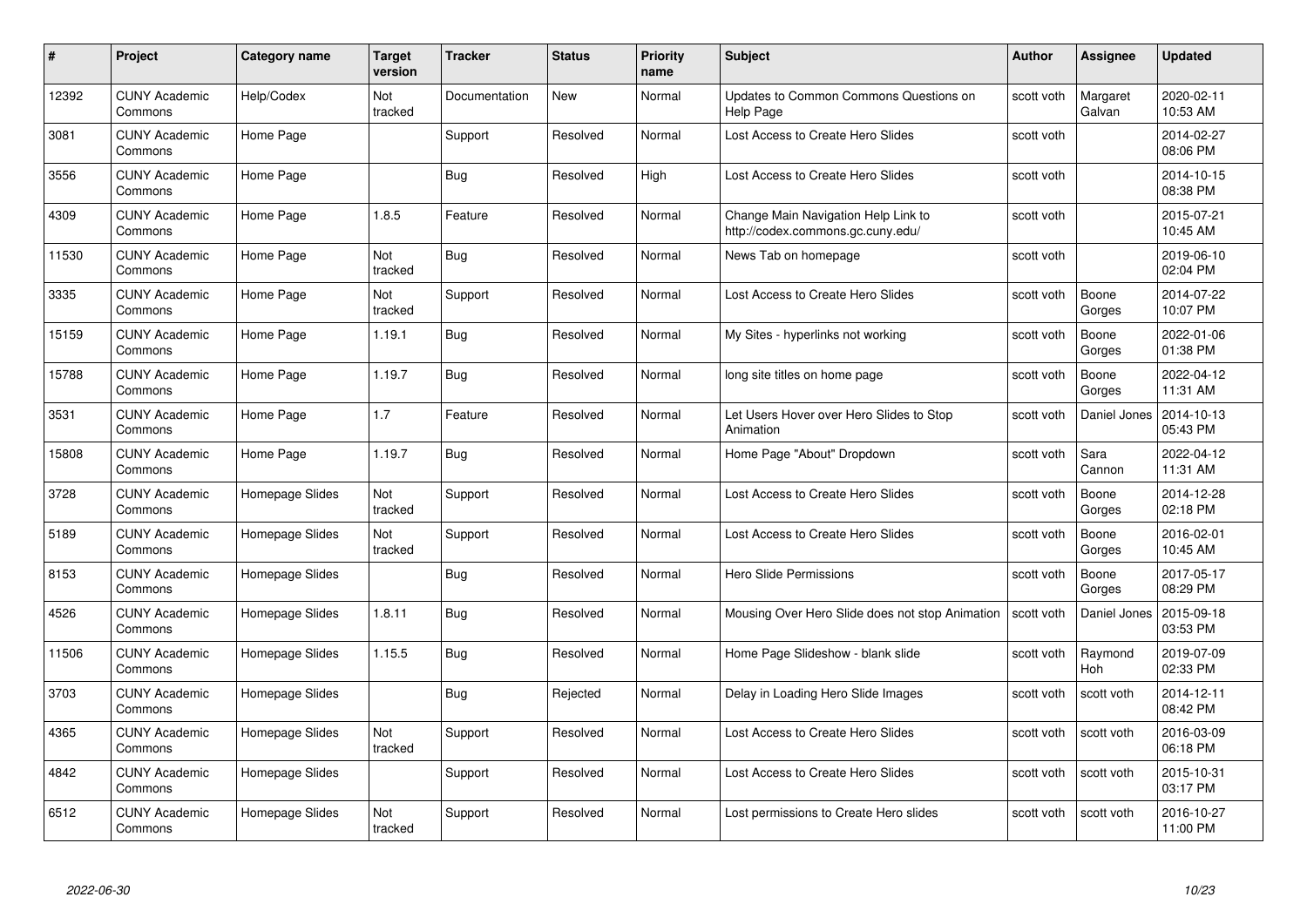| # | Project | Category name | Target version | Tracker | Status | Priority name | Subject | Author | Assignee | Updated |
|---|---|---|---|---|---|---|---|---|---|---|
| 12392 | CUNY Academic Commons | Help/Codex | Not tracked | Documentation | New | Normal | Updates to Common Commons Questions on Help Page | scott voth | Margaret Galvan | 2020-02-11 10:53 AM |
| 3081 | CUNY Academic Commons | Home Page | | Support | Resolved | Normal | Lost Access to Create Hero Slides | scott voth | | 2014-02-27 08:06 PM |
| 3556 | CUNY Academic Commons | Home Page | | Bug | Resolved | High | Lost Access to Create Hero Slides | scott voth | | 2014-10-15 08:38 PM |
| 4309 | CUNY Academic Commons | Home Page | 1.8.5 | Feature | Resolved | Normal | Change Main Navigation Help Link to http://codex.commons.gc.cuny.edu/ | scott voth | | 2015-07-21 10:45 AM |
| 11530 | CUNY Academic Commons | Home Page | Not tracked | Bug | Resolved | Normal | News Tab on homepage | scott voth | | 2019-06-10 02:04 PM |
| 3335 | CUNY Academic Commons | Home Page | Not tracked | Support | Resolved | Normal | Lost Access to Create Hero Slides | scott voth | Boone Gorges | 2014-07-22 10:07 PM |
| 15159 | CUNY Academic Commons | Home Page | 1.19.1 | Bug | Resolved | Normal | My Sites - hyperlinks not working | scott voth | Boone Gorges | 2022-01-06 01:38 PM |
| 15788 | CUNY Academic Commons | Home Page | 1.19.7 | Bug | Resolved | Normal | long site titles on home page | scott voth | Boone Gorges | 2022-04-12 11:31 AM |
| 3531 | CUNY Academic Commons | Home Page | 1.7 | Feature | Resolved | Normal | Let Users Hover over Hero Slides to Stop Animation | scott voth | Daniel Jones | 2014-10-13 05:43 PM |
| 15808 | CUNY Academic Commons | Home Page | 1.19.7 | Bug | Resolved | Normal | Home Page "About" Dropdown | scott voth | Sara Cannon | 2022-04-12 11:31 AM |
| 3728 | CUNY Academic Commons | Homepage Slides | Not tracked | Support | Resolved | Normal | Lost Access to Create Hero Slides | scott voth | Boone Gorges | 2014-12-28 02:18 PM |
| 5189 | CUNY Academic Commons | Homepage Slides | Not tracked | Support | Resolved | Normal | Lost Access to Create Hero Slides | scott voth | Boone Gorges | 2016-02-01 10:45 AM |
| 8153 | CUNY Academic Commons | Homepage Slides | | Bug | Resolved | Normal | Hero Slide Permissions | scott voth | Boone Gorges | 2017-05-17 08:29 PM |
| 4526 | CUNY Academic Commons | Homepage Slides | 1.8.11 | Bug | Resolved | Normal | Mousing Over Hero Slide does not stop Animation | scott voth | Daniel Jones | 2015-09-18 03:53 PM |
| 11506 | CUNY Academic Commons | Homepage Slides | 1.15.5 | Bug | Resolved | Normal | Home Page Slideshow - blank slide | scott voth | Raymond Hoh | 2019-07-09 02:33 PM |
| 3703 | CUNY Academic Commons | Homepage Slides | | Bug | Rejected | Normal | Delay in Loading Hero Slide Images | scott voth | scott voth | 2014-12-11 08:42 PM |
| 4365 | CUNY Academic Commons | Homepage Slides | Not tracked | Support | Resolved | Normal | Lost Access to Create Hero Slides | scott voth | scott voth | 2016-03-09 06:18 PM |
| 4842 | CUNY Academic Commons | Homepage Slides | | Support | Resolved | Normal | Lost Access to Create Hero Slides | scott voth | scott voth | 2015-10-31 03:17 PM |
| 6512 | CUNY Academic Commons | Homepage Slides | Not tracked | Support | Resolved | Normal | Lost permissions to Create Hero slides | scott voth | scott voth | 2016-10-27 11:00 PM |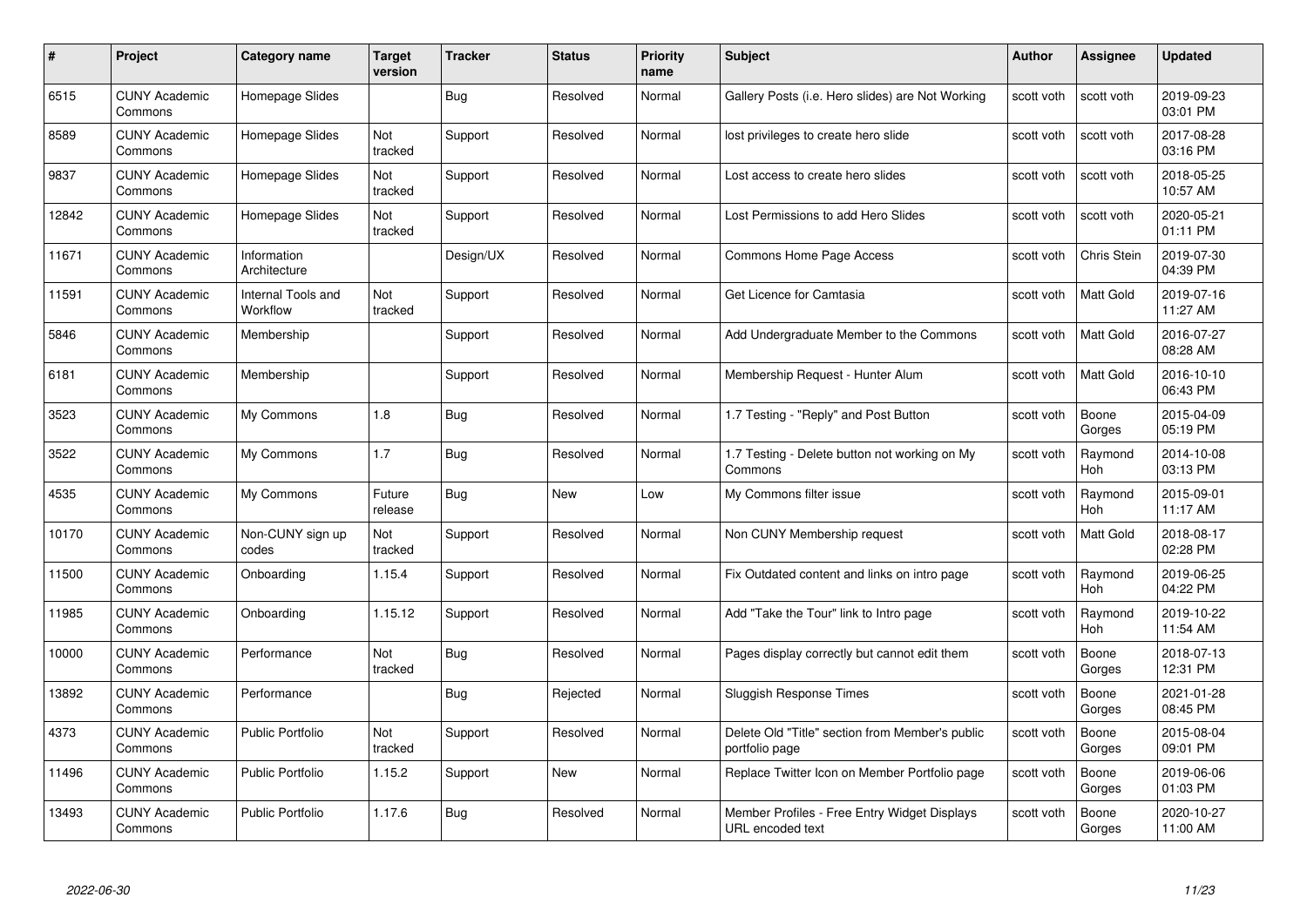| # | Project | Category name | Target version | Tracker | Status | Priority name | Subject | Author | Assignee | Updated |
|---|---|---|---|---|---|---|---|---|---|---|
| 6515 | CUNY Academic Commons | Homepage Slides | | Bug | Resolved | Normal | Gallery Posts (i.e. Hero slides) are Not Working | scott voth | scott voth | 2019-09-23 03:01 PM |
| 8589 | CUNY Academic Commons | Homepage Slides | Not tracked | Support | Resolved | Normal | lost privileges to create hero slide | scott voth | scott voth | 2017-08-28 03:16 PM |
| 9837 | CUNY Academic Commons | Homepage Slides | Not tracked | Support | Resolved | Normal | Lost access to create hero slides | scott voth | scott voth | 2018-05-25 10:57 AM |
| 12842 | CUNY Academic Commons | Homepage Slides | Not tracked | Support | Resolved | Normal | Lost Permissions to add Hero Slides | scott voth | scott voth | 2020-05-21 01:11 PM |
| 11671 | CUNY Academic Commons | Information Architecture | | Design/UX | Resolved | Normal | Commons Home Page Access | scott voth | Chris Stein | 2019-07-30 04:39 PM |
| 11591 | CUNY Academic Commons | Internal Tools and Workflow | Not tracked | Support | Resolved | Normal | Get Licence for Camtasia | scott voth | Matt Gold | 2019-07-16 11:27 AM |
| 5846 | CUNY Academic Commons | Membership | | Support | Resolved | Normal | Add Undergraduate Member to the Commons | scott voth | Matt Gold | 2016-07-27 08:28 AM |
| 6181 | CUNY Academic Commons | Membership | | Support | Resolved | Normal | Membership Request - Hunter Alum | scott voth | Matt Gold | 2016-10-10 06:43 PM |
| 3523 | CUNY Academic Commons | My Commons | 1.8 | Bug | Resolved | Normal | 1.7 Testing - "Reply" and Post Button | scott voth | Boone Gorges | 2015-04-09 05:19 PM |
| 3522 | CUNY Academic Commons | My Commons | 1.7 | Bug | Resolved | Normal | 1.7 Testing - Delete button not working on My Commons | scott voth | Raymond Hoh | 2014-10-08 03:13 PM |
| 4535 | CUNY Academic Commons | My Commons | Future release | Bug | New | Low | My Commons filter issue | scott voth | Raymond Hoh | 2015-09-01 11:17 AM |
| 10170 | CUNY Academic Commons | Non-CUNY sign up codes | Not tracked | Support | Resolved | Normal | Non CUNY Membership request | scott voth | Matt Gold | 2018-08-17 02:28 PM |
| 11500 | CUNY Academic Commons | Onboarding | 1.15.4 | Support | Resolved | Normal | Fix Outdated content and links on intro page | scott voth | Raymond Hoh | 2019-06-25 04:22 PM |
| 11985 | CUNY Academic Commons | Onboarding | 1.15.12 | Support | Resolved | Normal | Add "Take the Tour" link to Intro page | scott voth | Raymond Hoh | 2019-10-22 11:54 AM |
| 10000 | CUNY Academic Commons | Performance | Not tracked | Bug | Resolved | Normal | Pages display correctly but cannot edit them | scott voth | Boone Gorges | 2018-07-13 12:31 PM |
| 13892 | CUNY Academic Commons | Performance | | Bug | Rejected | Normal | Sluggish Response Times | scott voth | Boone Gorges | 2021-01-28 08:45 PM |
| 4373 | CUNY Academic Commons | Public Portfolio | Not tracked | Support | Resolved | Normal | Delete Old "Title" section from Member's public portfolio page | scott voth | Boone Gorges | 2015-08-04 09:01 PM |
| 11496 | CUNY Academic Commons | Public Portfolio | 1.15.2 | Support | New | Normal | Replace Twitter Icon on Member Portfolio page | scott voth | Boone Gorges | 2019-06-06 01:03 PM |
| 13493 | CUNY Academic Commons | Public Portfolio | 1.17.6 | Bug | Resolved | Normal | Member Profiles - Free Entry Widget Displays URL encoded text | scott voth | Boone Gorges | 2020-10-27 11:00 AM |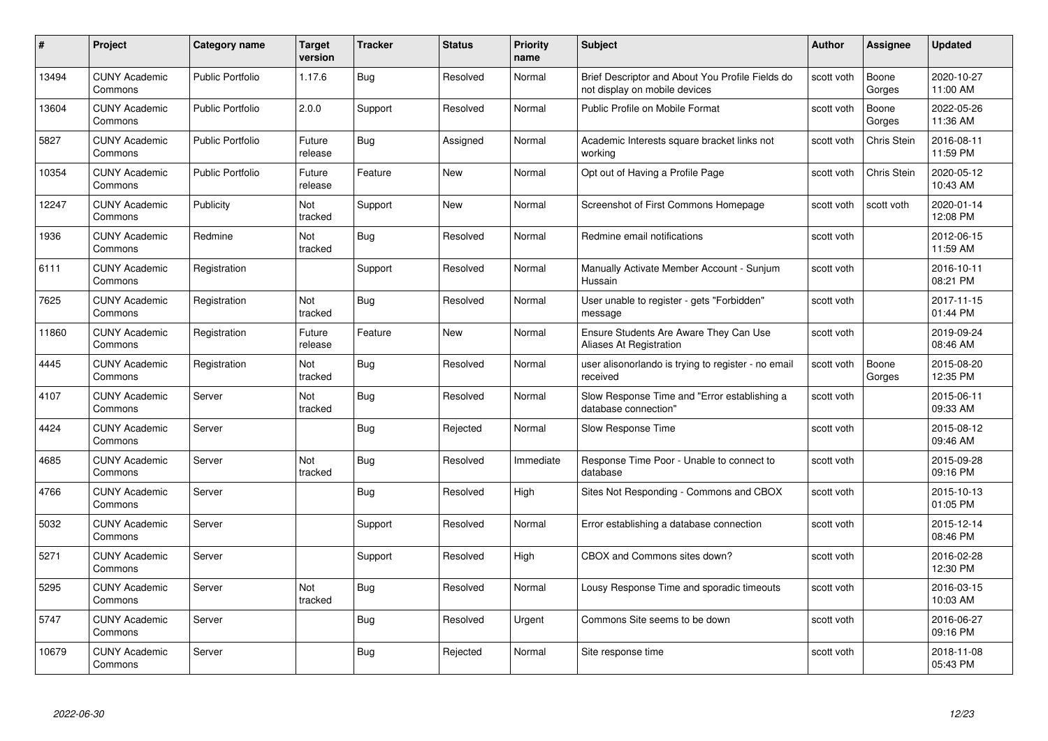| # | Project | Category name | Target version | Tracker | Status | Priority name | Subject | Author | Assignee | Updated |
|---|---|---|---|---|---|---|---|---|---|---|
| 13494 | CUNY Academic Commons | Public Portfolio | 1.17.6 | Bug | Resolved | Normal | Brief Descriptor and About You Profile Fields do not display on mobile devices | scott voth | Boone Gorges | 2020-10-27 11:00 AM |
| 13604 | CUNY Academic Commons | Public Portfolio | 2.0.0 | Support | Resolved | Normal | Public Profile on Mobile Format | scott voth | Boone Gorges | 2022-05-26 11:36 AM |
| 5827 | CUNY Academic Commons | Public Portfolio | Future release | Bug | Assigned | Normal | Academic Interests square bracket links not working | scott voth | Chris Stein | 2016-08-11 11:59 PM |
| 10354 | CUNY Academic Commons | Public Portfolio | Future release | Feature | New | Normal | Opt out of Having a Profile Page | scott voth | Chris Stein | 2020-05-12 10:43 AM |
| 12247 | CUNY Academic Commons | Publicity | Not tracked | Support | New | Normal | Screenshot of First Commons Homepage | scott voth | scott voth | 2020-01-14 12:08 PM |
| 1936 | CUNY Academic Commons | Redmine | Not tracked | Bug | Resolved | Normal | Redmine email notifications | scott voth | | 2012-06-15 11:59 AM |
| 6111 | CUNY Academic Commons | Registration | | Support | Resolved | Normal | Manually Activate Member Account - Sunjum Hussain | scott voth | | 2016-10-11 08:21 PM |
| 7625 | CUNY Academic Commons | Registration | Not tracked | Bug | Resolved | Normal | User unable to register - gets "Forbidden" message | scott voth | | 2017-11-15 01:44 PM |
| 11860 | CUNY Academic Commons | Registration | Future release | Feature | New | Normal | Ensure Students Are Aware They Can Use Aliases At Registration | scott voth | | 2019-09-24 08:46 AM |
| 4445 | CUNY Academic Commons | Registration | Not tracked | Bug | Resolved | Normal | user alisonorlando is trying to register - no email received | scott voth | Boone Gorges | 2015-08-20 12:35 PM |
| 4107 | CUNY Academic Commons | Server | Not tracked | Bug | Resolved | Normal | Slow Response Time and "Error establishing a database connection" | scott voth | | 2015-06-11 09:33 AM |
| 4424 | CUNY Academic Commons | Server | | Bug | Rejected | Normal | Slow Response Time | scott voth | | 2015-08-12 09:46 AM |
| 4685 | CUNY Academic Commons | Server | Not tracked | Bug | Resolved | Immediate | Response Time Poor - Unable to connect to database | scott voth | | 2015-09-28 09:16 PM |
| 4766 | CUNY Academic Commons | Server | | Bug | Resolved | High | Sites Not Responding - Commons and CBOX | scott voth | | 2015-10-13 01:05 PM |
| 5032 | CUNY Academic Commons | Server | | Support | Resolved | Normal | Error establishing a database connection | scott voth | | 2015-12-14 08:46 PM |
| 5271 | CUNY Academic Commons | Server | | Support | Resolved | High | CBOX and Commons sites down? | scott voth | | 2016-02-28 12:30 PM |
| 5295 | CUNY Academic Commons | Server | Not tracked | Bug | Resolved | Normal | Lousy Response Time and sporadic timeouts | scott voth | | 2016-03-15 10:03 AM |
| 5747 | CUNY Academic Commons | Server | | Bug | Resolved | Urgent | Commons Site seems to be down | scott voth | | 2016-06-27 09:16 PM |
| 10679 | CUNY Academic Commons | Server | | Bug | Rejected | Normal | Site response time | scott voth | | 2018-11-08 05:43 PM |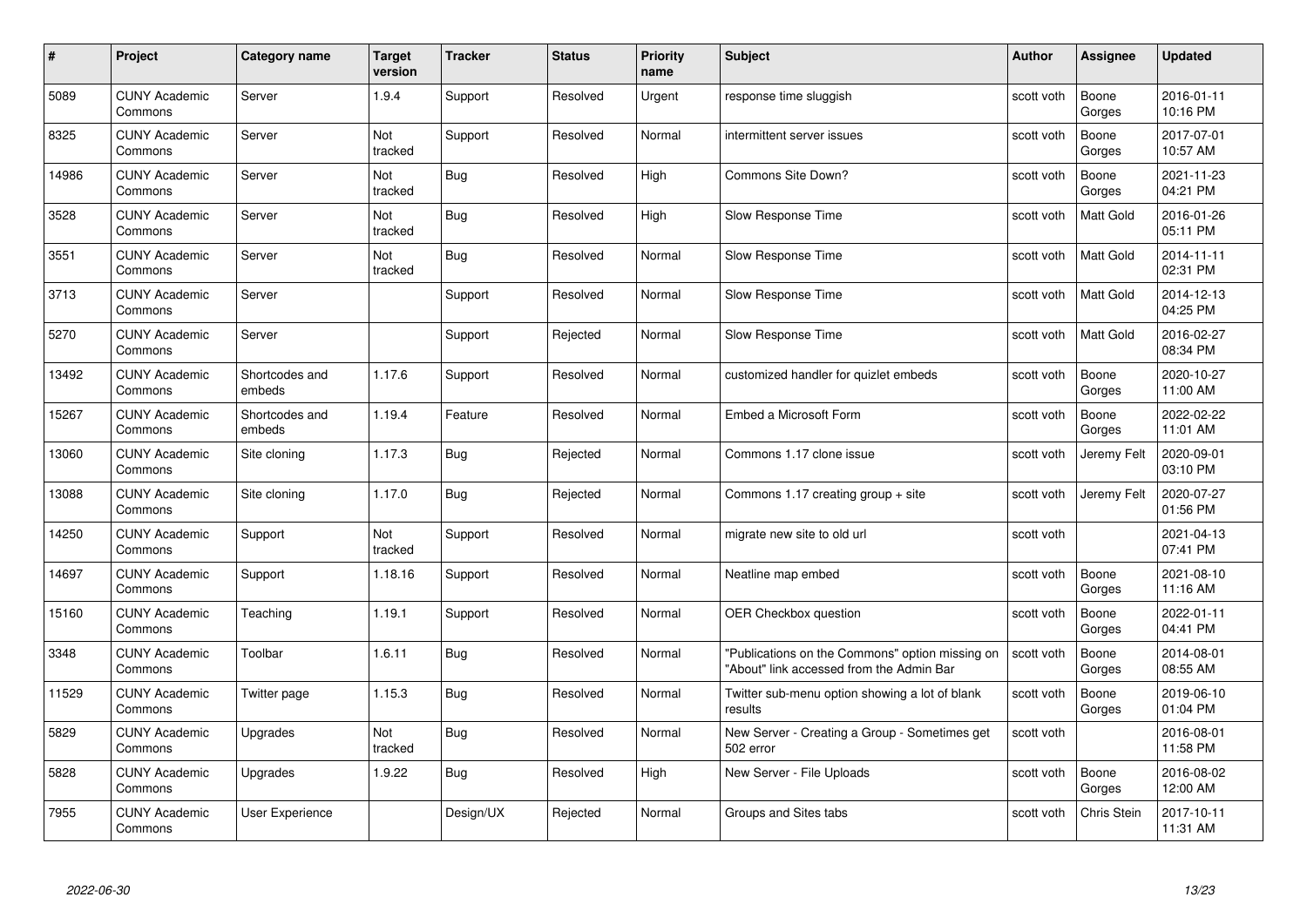| # | Project | Category name | Target version | Tracker | Status | Priority name | Subject | Author | Assignee | Updated |
|---|---|---|---|---|---|---|---|---|---|---|
| 5089 | CUNY Academic Commons | Server | 1.9.4 | Support | Resolved | Urgent | response time sluggish | scott voth | Boone Gorges | 2016-01-11 10:16 PM |
| 8325 | CUNY Academic Commons | Server | Not tracked | Support | Resolved | Normal | intermittent server issues | scott voth | Boone Gorges | 2017-07-01 10:57 AM |
| 14986 | CUNY Academic Commons | Server | Not tracked | Bug | Resolved | High | Commons Site Down? | scott voth | Boone Gorges | 2021-11-23 04:21 PM |
| 3528 | CUNY Academic Commons | Server | Not tracked | Bug | Resolved | High | Slow Response Time | scott voth | Matt Gold | 2016-01-26 05:11 PM |
| 3551 | CUNY Academic Commons | Server | Not tracked | Bug | Resolved | Normal | Slow Response Time | scott voth | Matt Gold | 2014-11-11 02:31 PM |
| 3713 | CUNY Academic Commons | Server | | Support | Resolved | Normal | Slow Response Time | scott voth | Matt Gold | 2014-12-13 04:25 PM |
| 5270 | CUNY Academic Commons | Server | | Support | Rejected | Normal | Slow Response Time | scott voth | Matt Gold | 2016-02-27 08:34 PM |
| 13492 | CUNY Academic Commons | Shortcodes and embeds | 1.17.6 | Support | Resolved | Normal | customized handler for quizlet embeds | scott voth | Boone Gorges | 2020-10-27 11:00 AM |
| 15267 | CUNY Academic Commons | Shortcodes and embeds | 1.19.4 | Feature | Resolved | Normal | Embed a Microsoft Form | scott voth | Boone Gorges | 2022-02-22 11:01 AM |
| 13060 | CUNY Academic Commons | Site cloning | 1.17.3 | Bug | Rejected | Normal | Commons 1.17 clone issue | scott voth | Jeremy Felt | 2020-09-01 03:10 PM |
| 13088 | CUNY Academic Commons | Site cloning | 1.17.0 | Bug | Rejected | Normal | Commons 1.17 creating group + site | scott voth | Jeremy Felt | 2020-07-27 01:56 PM |
| 14250 | CUNY Academic Commons | Support | Not tracked | Support | Resolved | Normal | migrate new site to old url | scott voth | | 2021-04-13 07:41 PM |
| 14697 | CUNY Academic Commons | Support | 1.18.16 | Support | Resolved | Normal | Neatline map embed | scott voth | Boone Gorges | 2021-08-10 11:16 AM |
| 15160 | CUNY Academic Commons | Teaching | 1.19.1 | Support | Resolved | Normal | OER Checkbox question | scott voth | Boone Gorges | 2022-01-11 04:41 PM |
| 3348 | CUNY Academic Commons | Toolbar | 1.6.11 | Bug | Resolved | Normal | "Publications on the Commons" option missing on "About" link accessed from the Admin Bar | scott voth | Boone Gorges | 2014-08-01 08:55 AM |
| 11529 | CUNY Academic Commons | Twitter page | 1.15.3 | Bug | Resolved | Normal | Twitter sub-menu option showing a lot of blank results | scott voth | Boone Gorges | 2019-06-10 01:04 PM |
| 5829 | CUNY Academic Commons | Upgrades | Not tracked | Bug | Resolved | Normal | New Server - Creating a Group - Sometimes get 502 error | scott voth | | 2016-08-01 11:58 PM |
| 5828 | CUNY Academic Commons | Upgrades | 1.9.22 | Bug | Resolved | High | New Server - File Uploads | scott voth | Boone Gorges | 2016-08-02 12:00 AM |
| 7955 | CUNY Academic Commons | User Experience | | Design/UX | Rejected | Normal | Groups and Sites tabs | scott voth | Chris Stein | 2017-10-11 11:31 AM |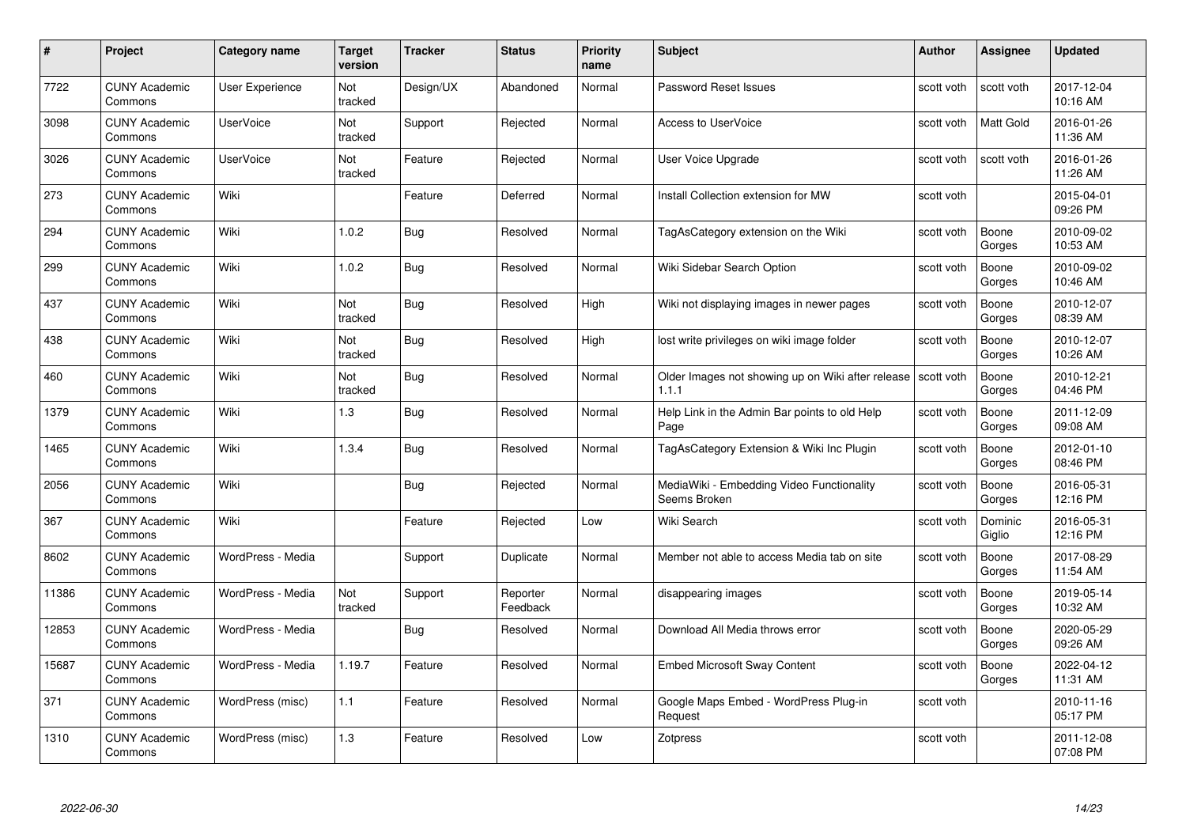| # | Project | Category name | Target version | Tracker | Status | Priority name | Subject | Author | Assignee | Updated |
|---|---|---|---|---|---|---|---|---|---|---|
| 7722 | CUNY Academic Commons | User Experience | Not tracked | Design/UX | Abandoned | Normal | Password Reset Issues | scott voth | scott voth | 2017-12-04 10:16 AM |
| 3098 | CUNY Academic Commons | UserVoice | Not tracked | Support | Rejected | Normal | Access to UserVoice | scott voth | Matt Gold | 2016-01-26 11:36 AM |
| 3026 | CUNY Academic Commons | UserVoice | Not tracked | Feature | Rejected | Normal | User Voice Upgrade | scott voth | scott voth | 2016-01-26 11:26 AM |
| 273 | CUNY Academic Commons | Wiki | | Feature | Deferred | Normal | Install Collection extension for MW | scott voth | | 2015-04-01 09:26 PM |
| 294 | CUNY Academic Commons | Wiki | 1.0.2 | Bug | Resolved | Normal | TagAsCategory extension on the Wiki | scott voth | Boone Gorges | 2010-09-02 10:53 AM |
| 299 | CUNY Academic Commons | Wiki | 1.0.2 | Bug | Resolved | Normal | Wiki Sidebar Search Option | scott voth | Boone Gorges | 2010-09-02 10:46 AM |
| 437 | CUNY Academic Commons | Wiki | Not tracked | Bug | Resolved | High | Wiki not displaying images in newer pages | scott voth | Boone Gorges | 2010-12-07 08:39 AM |
| 438 | CUNY Academic Commons | Wiki | Not tracked | Bug | Resolved | High | lost write privileges on wiki image folder | scott voth | Boone Gorges | 2010-12-07 10:26 AM |
| 460 | CUNY Academic Commons | Wiki | Not tracked | Bug | Resolved | Normal | Older Images not showing up on Wiki after release 1.1.1 | scott voth | Boone Gorges | 2010-12-21 04:46 PM |
| 1379 | CUNY Academic Commons | Wiki | 1.3 | Bug | Resolved | Normal | Help Link in the Admin Bar points to old Help Page | scott voth | Boone Gorges | 2011-12-09 09:08 AM |
| 1465 | CUNY Academic Commons | Wiki | 1.3.4 | Bug | Resolved | Normal | TagAsCategory Extension & Wiki Inc Plugin | scott voth | Boone Gorges | 2012-01-10 08:46 PM |
| 2056 | CUNY Academic Commons | Wiki | | Bug | Rejected | Normal | MediaWiki - Embedding Video Functionality Seems Broken | scott voth | Boone Gorges | 2016-05-31 12:16 PM |
| 367 | CUNY Academic Commons | Wiki | | Feature | Rejected | Low | Wiki Search | scott voth | Dominic Giglio | 2016-05-31 12:16 PM |
| 8602 | CUNY Academic Commons | WordPress - Media | | Support | Duplicate | Normal | Member not able to access Media tab on site | scott voth | Boone Gorges | 2017-08-29 11:54 AM |
| 11386 | CUNY Academic Commons | WordPress - Media | Not tracked | Support | Reporter Feedback | Normal | disappearing images | scott voth | Boone Gorges | 2019-05-14 10:32 AM |
| 12853 | CUNY Academic Commons | WordPress - Media | | Bug | Resolved | Normal | Download All Media throws error | scott voth | Boone Gorges | 2020-05-29 09:26 AM |
| 15687 | CUNY Academic Commons | WordPress - Media | 1.19.7 | Feature | Resolved | Normal | Embed Microsoft Sway Content | scott voth | Boone Gorges | 2022-04-12 11:31 AM |
| 371 | CUNY Academic Commons | WordPress (misc) | 1.1 | Feature | Resolved | Normal | Google Maps Embed - WordPress Plug-in Request | scott voth | | 2010-11-16 05:17 PM |
| 1310 | CUNY Academic Commons | WordPress (misc) | 1.3 | Feature | Resolved | Low | Zotpress | scott voth | | 2011-12-08 07:08 PM |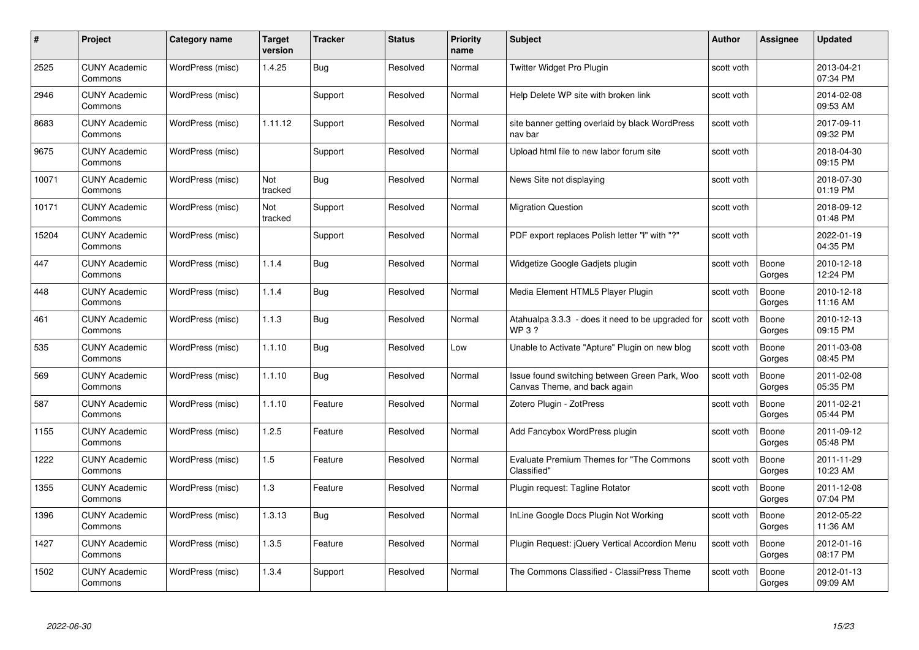| # | Project | Category name | Target version | Tracker | Status | Priority name | Subject | Author | Assignee | Updated |
|---|---|---|---|---|---|---|---|---|---|---|
| 2525 | CUNY Academic Commons | WordPress (misc) | 1.4.25 | Bug | Resolved | Normal | Twitter Widget Pro Plugin | scott voth | | 2013-04-21 07:34 PM |
| 2946 | CUNY Academic Commons | WordPress (misc) | | Support | Resolved | Normal | Help Delete WP site with broken link | scott voth | | 2014-02-08 09:53 AM |
| 8683 | CUNY Academic Commons | WordPress (misc) | 1.11.12 | Support | Resolved | Normal | site banner getting overlaid by black WordPress nav bar | scott voth | | 2017-09-11 09:32 PM |
| 9675 | CUNY Academic Commons | WordPress (misc) | | Support | Resolved | Normal | Upload html file to new labor forum site | scott voth | | 2018-04-30 09:15 PM |
| 10071 | CUNY Academic Commons | WordPress (misc) | Not tracked | Bug | Resolved | Normal | News Site not displaying | scott voth | | 2018-07-30 01:19 PM |
| 10171 | CUNY Academic Commons | WordPress (misc) | Not tracked | Support | Resolved | Normal | Migration Question | scott voth | | 2018-09-12 01:48 PM |
| 15204 | CUNY Academic Commons | WordPress (misc) | | Support | Resolved | Normal | PDF export replaces Polish letter "ł" with "?" | scott voth | | 2022-01-19 04:35 PM |
| 447 | CUNY Academic Commons | WordPress (misc) | 1.1.4 | Bug | Resolved | Normal | Widgetize Google Gadjets plugin | scott voth | Boone Gorges | 2010-12-18 12:24 PM |
| 448 | CUNY Academic Commons | WordPress (misc) | 1.1.4 | Bug | Resolved | Normal | Media Element HTML5 Player Plugin | scott voth | Boone Gorges | 2010-12-18 11:16 AM |
| 461 | CUNY Academic Commons | WordPress (misc) | 1.1.3 | Bug | Resolved | Normal | Atahualpa 3.3.3 - does it need to be upgraded for WP 3 ? | scott voth | Boone Gorges | 2010-12-13 09:15 PM |
| 535 | CUNY Academic Commons | WordPress (misc) | 1.1.10 | Bug | Resolved | Low | Unable to Activate "Apture" Plugin on new blog | scott voth | Boone Gorges | 2011-03-08 08:45 PM |
| 569 | CUNY Academic Commons | WordPress (misc) | 1.1.10 | Bug | Resolved | Normal | Issue found switching between Green Park, Woo Canvas Theme, and back again | scott voth | Boone Gorges | 2011-02-08 05:35 PM |
| 587 | CUNY Academic Commons | WordPress (misc) | 1.1.10 | Feature | Resolved | Normal | Zotero Plugin - ZotPress | scott voth | Boone Gorges | 2011-02-21 05:44 PM |
| 1155 | CUNY Academic Commons | WordPress (misc) | 1.2.5 | Feature | Resolved | Normal | Add Fancybox WordPress plugin | scott voth | Boone Gorges | 2011-09-12 05:48 PM |
| 1222 | CUNY Academic Commons | WordPress (misc) | 1.5 | Feature | Resolved | Normal | Evaluate Premium Themes for "The Commons Classified" | scott voth | Boone Gorges | 2011-11-29 10:23 AM |
| 1355 | CUNY Academic Commons | WordPress (misc) | 1.3 | Feature | Resolved | Normal | Plugin request: Tagline Rotator | scott voth | Boone Gorges | 2011-12-08 07:04 PM |
| 1396 | CUNY Academic Commons | WordPress (misc) | 1.3.13 | Bug | Resolved | Normal | InLine Google Docs Plugin Not Working | scott voth | Boone Gorges | 2012-05-22 11:36 AM |
| 1427 | CUNY Academic Commons | WordPress (misc) | 1.3.5 | Feature | Resolved | Normal | Plugin Request: jQuery Vertical Accordion Menu | scott voth | Boone Gorges | 2012-01-16 08:17 PM |
| 1502 | CUNY Academic Commons | WordPress (misc) | 1.3.4 | Support | Resolved | Normal | The Commons Classified - ClassiPress Theme | scott voth | Boone Gorges | 2012-01-13 09:09 AM |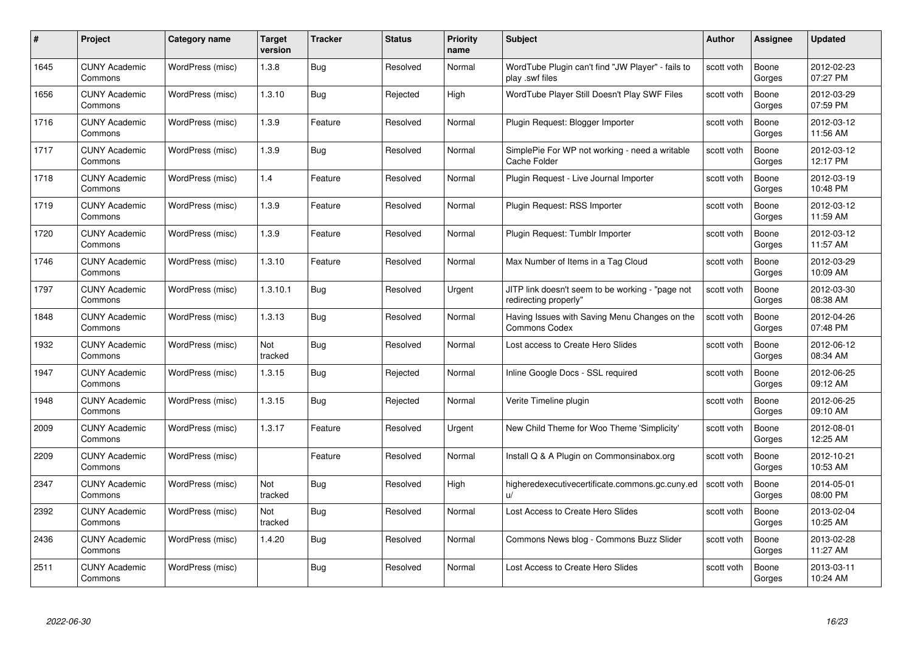| # | Project | Category name | Target version | Tracker | Status | Priority name | Subject | Author | Assignee | Updated |
|---|---|---|---|---|---|---|---|---|---|---|
| 1645 | CUNY Academic Commons | WordPress (misc) | 1.3.8 | Bug | Resolved | Normal | WordTube Plugin can't find "JW Player" - fails to play .swf files | scott voth | Boone Gorges | 2012-02-23 07:27 PM |
| 1656 | CUNY Academic Commons | WordPress (misc) | 1.3.10 | Bug | Rejected | High | WordTube Player Still Doesn't Play SWF Files | scott voth | Boone Gorges | 2012-03-29 07:59 PM |
| 1716 | CUNY Academic Commons | WordPress (misc) | 1.3.9 | Feature | Resolved | Normal | Plugin Request: Blogger Importer | scott voth | Boone Gorges | 2012-03-12 11:56 AM |
| 1717 | CUNY Academic Commons | WordPress (misc) | 1.3.9 | Bug | Resolved | Normal | SimplePie For WP not working - need a writable Cache Folder | scott voth | Boone Gorges | 2012-03-12 12:17 PM |
| 1718 | CUNY Academic Commons | WordPress (misc) | 1.4 | Feature | Resolved | Normal | Plugin Request - Live Journal Importer | scott voth | Boone Gorges | 2012-03-19 10:48 PM |
| 1719 | CUNY Academic Commons | WordPress (misc) | 1.3.9 | Feature | Resolved | Normal | Plugin Request: RSS Importer | scott voth | Boone Gorges | 2012-03-12 11:59 AM |
| 1720 | CUNY Academic Commons | WordPress (misc) | 1.3.9 | Feature | Resolved | Normal | Plugin Request: Tumblr Importer | scott voth | Boone Gorges | 2012-03-12 11:57 AM |
| 1746 | CUNY Academic Commons | WordPress (misc) | 1.3.10 | Feature | Resolved | Normal | Max Number of Items in a Tag Cloud | scott voth | Boone Gorges | 2012-03-29 10:09 AM |
| 1797 | CUNY Academic Commons | WordPress (misc) | 1.3.10.1 | Bug | Resolved | Urgent | JITP link doesn't seem to be working - "page not redirecting properly" | scott voth | Boone Gorges | 2012-03-30 08:38 AM |
| 1848 | CUNY Academic Commons | WordPress (misc) | 1.3.13 | Bug | Resolved | Normal | Having Issues with Saving Menu Changes on the Commons Codex | scott voth | Boone Gorges | 2012-04-26 07:48 PM |
| 1932 | CUNY Academic Commons | WordPress (misc) | Not tracked | Bug | Resolved | Normal | Lost access to Create Hero Slides | scott voth | Boone Gorges | 2012-06-12 08:34 AM |
| 1947 | CUNY Academic Commons | WordPress (misc) | 1.3.15 | Bug | Rejected | Normal | Inline Google Docs - SSL required | scott voth | Boone Gorges | 2012-06-25 09:12 AM |
| 1948 | CUNY Academic Commons | WordPress (misc) | 1.3.15 | Bug | Rejected | Normal | Verite Timeline plugin | scott voth | Boone Gorges | 2012-06-25 09:10 AM |
| 2009 | CUNY Academic Commons | WordPress (misc) | 1.3.17 | Feature | Resolved | Urgent | New Child Theme for Woo Theme 'Simplicity' | scott voth | Boone Gorges | 2012-08-01 12:25 AM |
| 2209 | CUNY Academic Commons | WordPress (misc) | | Feature | Resolved | Normal | Install Q & A Plugin on Commonsinabox.org | scott voth | Boone Gorges | 2012-10-21 10:53 AM |
| 2347 | CUNY Academic Commons | WordPress (misc) | Not tracked | Bug | Resolved | High | higheredexecutivecertificate.commons.gc.cuny.edu/ | scott voth | Boone Gorges | 2014-05-01 08:00 PM |
| 2392 | CUNY Academic Commons | WordPress (misc) | Not tracked | Bug | Resolved | Normal | Lost Access to Create Hero Slides | scott voth | Boone Gorges | 2013-02-04 10:25 AM |
| 2436 | CUNY Academic Commons | WordPress (misc) | 1.4.20 | Bug | Resolved | Normal | Commons News blog - Commons Buzz Slider | scott voth | Boone Gorges | 2013-02-28 11:27 AM |
| 2511 | CUNY Academic Commons | WordPress (misc) | | Bug | Resolved | Normal | Lost Access to Create Hero Slides | scott voth | Boone Gorges | 2013-03-11 10:24 AM |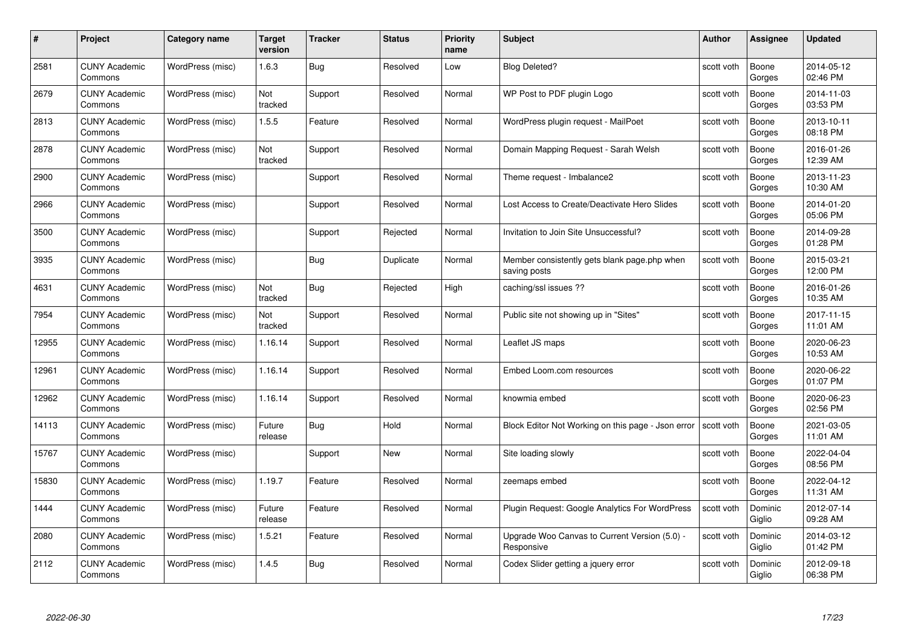| # | Project | Category name | Target version | Tracker | Status | Priority name | Subject | Author | Assignee | Updated |
|---|---|---|---|---|---|---|---|---|---|---|
| 2581 | CUNY Academic Commons | WordPress (misc) | 1.6.3 | Bug | Resolved | Low | Blog Deleted? | scott voth | Boone Gorges | 2014-05-12 02:46 PM |
| 2679 | CUNY Academic Commons | WordPress (misc) | Not tracked | Support | Resolved | Normal | WP Post to PDF plugin Logo | scott voth | Boone Gorges | 2014-11-03 03:53 PM |
| 2813 | CUNY Academic Commons | WordPress (misc) | 1.5.5 | Feature | Resolved | Normal | WordPress plugin request - MailPoet | scott voth | Boone Gorges | 2013-10-11 08:18 PM |
| 2878 | CUNY Academic Commons | WordPress (misc) | Not tracked | Support | Resolved | Normal | Domain Mapping Request - Sarah Welsh | scott voth | Boone Gorges | 2016-01-26 12:39 AM |
| 2900 | CUNY Academic Commons | WordPress (misc) | | Support | Resolved | Normal | Theme request - Imbalance2 | scott voth | Boone Gorges | 2013-11-23 10:30 AM |
| 2966 | CUNY Academic Commons | WordPress (misc) | | Support | Resolved | Normal | Lost Access to Create/Deactivate Hero Slides | scott voth | Boone Gorges | 2014-01-20 05:06 PM |
| 3500 | CUNY Academic Commons | WordPress (misc) | | Support | Rejected | Normal | Invitation to Join Site Unsuccessful? | scott voth | Boone Gorges | 2014-09-28 01:28 PM |
| 3935 | CUNY Academic Commons | WordPress (misc) | | Bug | Duplicate | Normal | Member consistently gets blank page.php when saving posts | scott voth | Boone Gorges | 2015-03-21 12:00 PM |
| 4631 | CUNY Academic Commons | WordPress (misc) | Not tracked | Bug | Rejected | High | caching/ssl issues ?? | scott voth | Boone Gorges | 2016-01-26 10:35 AM |
| 7954 | CUNY Academic Commons | WordPress (misc) | Not tracked | Support | Resolved | Normal | Public site not showing up in "Sites" | scott voth | Boone Gorges | 2017-11-15 11:01 AM |
| 12955 | CUNY Academic Commons | WordPress (misc) | 1.16.14 | Support | Resolved | Normal | Leaflet JS maps | scott voth | Boone Gorges | 2020-06-23 10:53 AM |
| 12961 | CUNY Academic Commons | WordPress (misc) | 1.16.14 | Support | Resolved | Normal | Embed Loom.com resources | scott voth | Boone Gorges | 2020-06-22 01:07 PM |
| 12962 | CUNY Academic Commons | WordPress (misc) | 1.16.14 | Support | Resolved | Normal | knowmia embed | scott voth | Boone Gorges | 2020-06-23 02:56 PM |
| 14113 | CUNY Academic Commons | WordPress (misc) | Future release | Bug | Hold | Normal | Block Editor Not Working on this page - Json error | scott voth | Boone Gorges | 2021-03-05 11:01 AM |
| 15767 | CUNY Academic Commons | WordPress (misc) | | Support | New | Normal | Site loading slowly | scott voth | Boone Gorges | 2022-04-04 08:56 PM |
| 15830 | CUNY Academic Commons | WordPress (misc) | 1.19.7 | Feature | Resolved | Normal | zeemaps embed | scott voth | Boone Gorges | 2022-04-12 11:31 AM |
| 1444 | CUNY Academic Commons | WordPress (misc) | Future release | Feature | Resolved | Normal | Plugin Request: Google Analytics For WordPress | scott voth | Dominic Giglio | 2012-07-14 09:28 AM |
| 2080 | CUNY Academic Commons | WordPress (misc) | 1.5.21 | Feature | Resolved | Normal | Upgrade Woo Canvas to Current Version (5.0) - Responsive | scott voth | Dominic Giglio | 2014-03-12 01:42 PM |
| 2112 | CUNY Academic Commons | WordPress (misc) | 1.4.5 | Bug | Resolved | Normal | Codex Slider getting a jquery error | scott voth | Dominic Giglio | 2012-09-18 06:38 PM |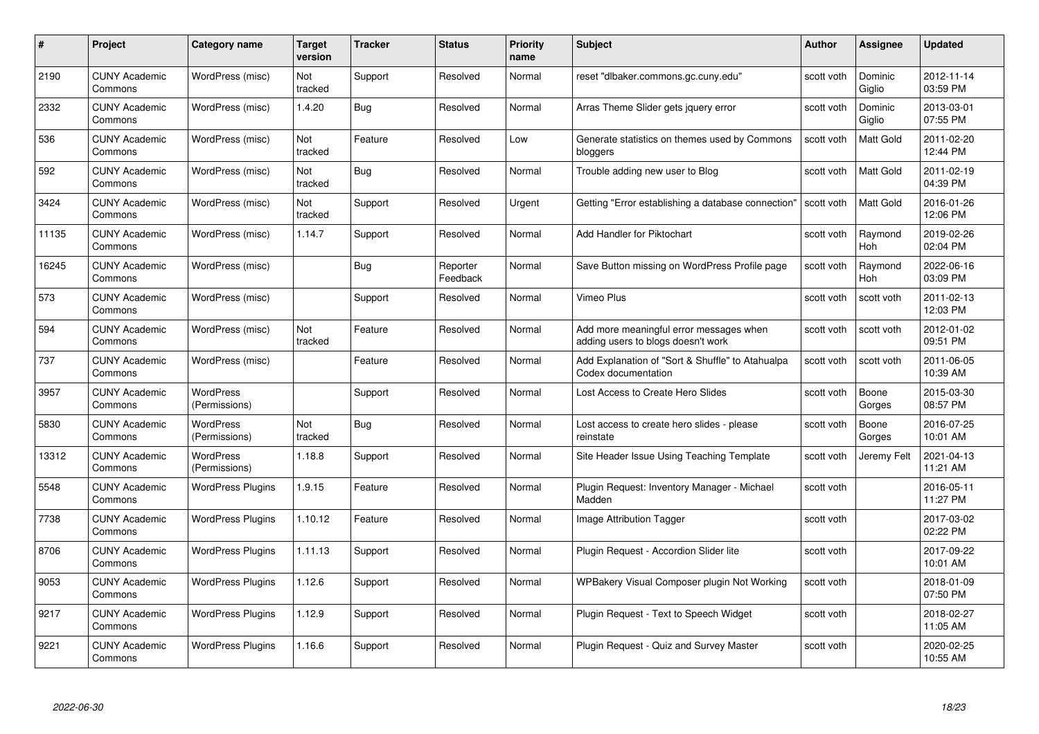| # | Project | Category name | Target version | Tracker | Status | Priority name | Subject | Author | Assignee | Updated |
|---|---|---|---|---|---|---|---|---|---|---|
| 2190 | CUNY Academic Commons | WordPress (misc) | Not tracked | Support | Resolved | Normal | reset "dlbaker.commons.gc.cuny.edu" | scott voth | Dominic Giglio | 2012-11-14 03:59 PM |
| 2332 | CUNY Academic Commons | WordPress (misc) | 1.4.20 | Bug | Resolved | Normal | Arras Theme Slider gets jquery error | scott voth | Dominic Giglio | 2013-03-01 07:55 PM |
| 536 | CUNY Academic Commons | WordPress (misc) | Not tracked | Feature | Resolved | Low | Generate statistics on themes used by Commons bloggers | scott voth | Matt Gold | 2011-02-20 12:44 PM |
| 592 | CUNY Academic Commons | WordPress (misc) | Not tracked | Bug | Resolved | Normal | Trouble adding new user to Blog | scott voth | Matt Gold | 2011-02-19 04:39 PM |
| 3424 | CUNY Academic Commons | WordPress (misc) | Not tracked | Support | Resolved | Urgent | Getting "Error establishing a database connection" | scott voth | Matt Gold | 2016-01-26 12:06 PM |
| 11135 | CUNY Academic Commons | WordPress (misc) | 1.14.7 | Support | Resolved | Normal | Add Handler for Piktochart | scott voth | Raymond Hoh | 2019-02-26 02:04 PM |
| 16245 | CUNY Academic Commons | WordPress (misc) | | Bug | Reporter Feedback | Normal | Save Button missing on WordPress Profile page | scott voth | Raymond Hoh | 2022-06-16 03:09 PM |
| 573 | CUNY Academic Commons | WordPress (misc) | | Support | Resolved | Normal | Vimeo Plus | scott voth | scott voth | 2011-02-13 12:03 PM |
| 594 | CUNY Academic Commons | WordPress (misc) | Not tracked | Feature | Resolved | Normal | Add more meaningful error messages when adding users to blogs doesn't work | scott voth | scott voth | 2012-01-02 09:51 PM |
| 737 | CUNY Academic Commons | WordPress (misc) | | Feature | Resolved | Normal | Add Explanation of "Sort & Shuffle" to Atahualpa Codex documentation | scott voth | scott voth | 2011-06-05 10:39 AM |
| 3957 | CUNY Academic Commons | WordPress (Permissions) | | Support | Resolved | Normal | Lost Access to Create Hero Slides | scott voth | Boone Gorges | 2015-03-30 08:57 PM |
| 5830 | CUNY Academic Commons | WordPress (Permissions) | Not tracked | Bug | Resolved | Normal | Lost access to create hero slides - please reinstate | scott voth | Boone Gorges | 2016-07-25 10:01 AM |
| 13312 | CUNY Academic Commons | WordPress (Permissions) | 1.18.8 | Support | Resolved | Normal | Site Header Issue Using Teaching Template | scott voth | Jeremy Felt | 2021-04-13 11:21 AM |
| 5548 | CUNY Academic Commons | WordPress Plugins | 1.9.15 | Feature | Resolved | Normal | Plugin Request: Inventory Manager - Michael Madden | scott voth | | 2016-05-11 11:27 PM |
| 7738 | CUNY Academic Commons | WordPress Plugins | 1.10.12 | Feature | Resolved | Normal | Image Attribution Tagger | scott voth | | 2017-03-02 02:22 PM |
| 8706 | CUNY Academic Commons | WordPress Plugins | 1.11.13 | Support | Resolved | Normal | Plugin Request - Accordion Slider lite | scott voth | | 2017-09-22 10:01 AM |
| 9053 | CUNY Academic Commons | WordPress Plugins | 1.12.6 | Support | Resolved | Normal | WPBakery Visual Composer plugin Not Working | scott voth | | 2018-01-09 07:50 PM |
| 9217 | CUNY Academic Commons | WordPress Plugins | 1.12.9 | Support | Resolved | Normal | Plugin Request - Text to Speech Widget | scott voth | | 2018-02-27 11:05 AM |
| 9221 | CUNY Academic Commons | WordPress Plugins | 1.16.6 | Support | Resolved | Normal | Plugin Request - Quiz and Survey Master | scott voth | | 2020-02-25 10:55 AM |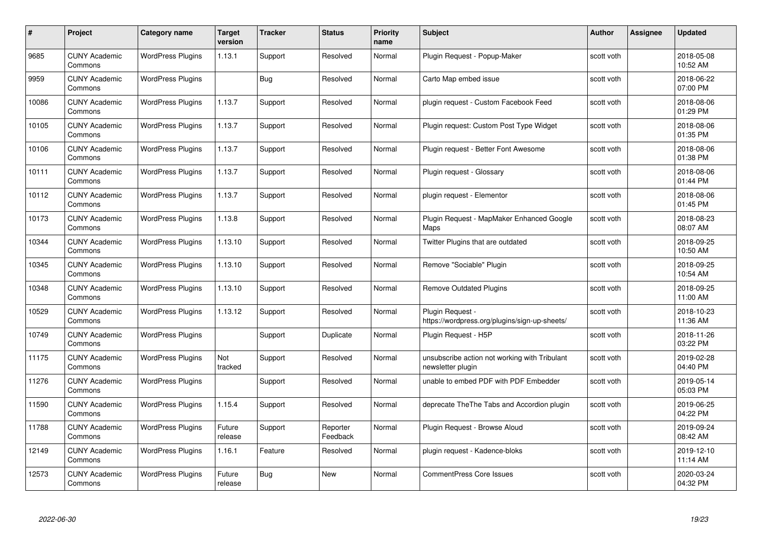| # | Project | Category name | Target version | Tracker | Status | Priority name | Subject | Author | Assignee | Updated |
| --- | --- | --- | --- | --- | --- | --- | --- | --- | --- | --- |
| 9685 | CUNY Academic Commons | WordPress Plugins | 1.13.1 | Support | Resolved | Normal | Plugin Request - Popup-Maker | scott voth | | 2018-05-08 10:52 AM |
| 9959 | CUNY Academic Commons | WordPress Plugins | | Bug | Resolved | Normal | Carto Map embed issue | scott voth | | 2018-06-22 07:00 PM |
| 10086 | CUNY Academic Commons | WordPress Plugins | 1.13.7 | Support | Resolved | Normal | plugin request - Custom Facebook Feed | scott voth | | 2018-08-06 01:29 PM |
| 10105 | CUNY Academic Commons | WordPress Plugins | 1.13.7 | Support | Resolved | Normal | Plugin request: Custom Post Type Widget | scott voth | | 2018-08-06 01:35 PM |
| 10106 | CUNY Academic Commons | WordPress Plugins | 1.13.7 | Support | Resolved | Normal | Plugin request - Better Font Awesome | scott voth | | 2018-08-06 01:38 PM |
| 10111 | CUNY Academic Commons | WordPress Plugins | 1.13.7 | Support | Resolved | Normal | Plugin request - Glossary | scott voth | | 2018-08-06 01:44 PM |
| 10112 | CUNY Academic Commons | WordPress Plugins | 1.13.7 | Support | Resolved | Normal | plugin request - Elementor | scott voth | | 2018-08-06 01:45 PM |
| 10173 | CUNY Academic Commons | WordPress Plugins | 1.13.8 | Support | Resolved | Normal | Plugin Request - MapMaker Enhanced Google Maps | scott voth | | 2018-08-23 08:07 AM |
| 10344 | CUNY Academic Commons | WordPress Plugins | 1.13.10 | Support | Resolved | Normal | Twitter Plugins that are outdated | scott voth | | 2018-09-25 10:50 AM |
| 10345 | CUNY Academic Commons | WordPress Plugins | 1.13.10 | Support | Resolved | Normal | Remove "Sociable" Plugin | scott voth | | 2018-09-25 10:54 AM |
| 10348 | CUNY Academic Commons | WordPress Plugins | 1.13.10 | Support | Resolved | Normal | Remove Outdated Plugins | scott voth | | 2018-09-25 11:00 AM |
| 10529 | CUNY Academic Commons | WordPress Plugins | 1.13.12 | Support | Resolved | Normal | Plugin Request - https://wordpress.org/plugins/sign-up-sheets/ | scott voth | | 2018-10-23 11:36 AM |
| 10749 | CUNY Academic Commons | WordPress Plugins | | Support | Duplicate | Normal | Plugin Request - H5P | scott voth | | 2018-11-26 03:22 PM |
| 11175 | CUNY Academic Commons | WordPress Plugins | Not tracked | Support | Resolved | Normal | unsubscribe action not working with Tribulant newsletter plugin | scott voth | | 2019-02-28 04:40 PM |
| 11276 | CUNY Academic Commons | WordPress Plugins | | Support | Resolved | Normal | unable to embed PDF with PDF Embedder | scott voth | | 2019-05-14 05:03 PM |
| 11590 | CUNY Academic Commons | WordPress Plugins | 1.15.4 | Support | Resolved | Normal | deprecate TheThe Tabs and Accordion plugin | scott voth | | 2019-06-25 04:22 PM |
| 11788 | CUNY Academic Commons | WordPress Plugins | Future release | Support | Reporter Feedback | Normal | Plugin Request - Browse Aloud | scott voth | | 2019-09-24 08:42 AM |
| 12149 | CUNY Academic Commons | WordPress Plugins | 1.16.1 | Feature | Resolved | Normal | plugin request - Kadence-bloks | scott voth | | 2019-12-10 11:14 AM |
| 12573 | CUNY Academic Commons | WordPress Plugins | Future release | Bug | New | Normal | CommentPress Core Issues | scott voth | | 2020-03-24 04:32 PM |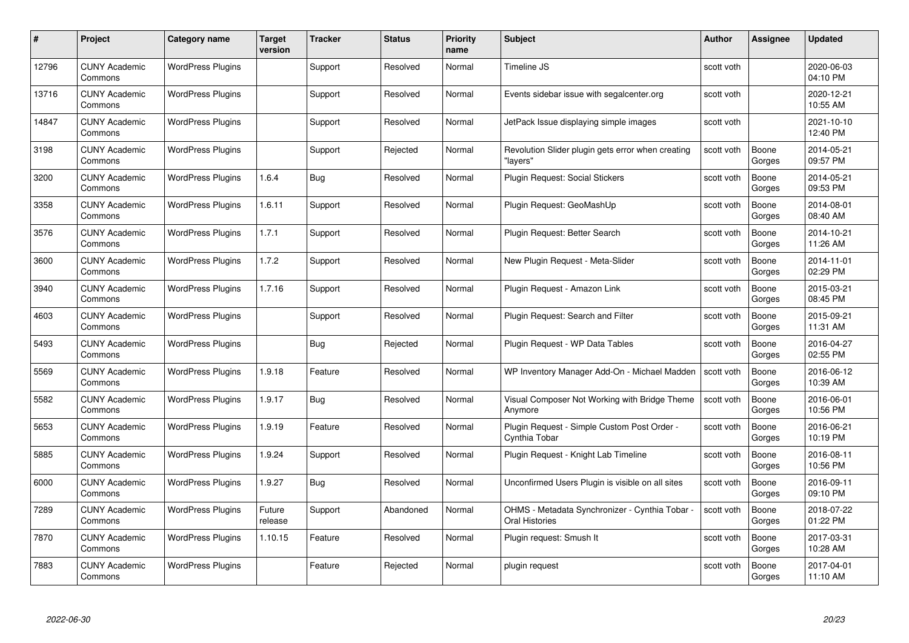| # | Project | Category name | Target version | Tracker | Status | Priority name | Subject | Author | Assignee | Updated |
|---|---|---|---|---|---|---|---|---|---|---|
| 12796 | CUNY Academic Commons | WordPress Plugins | | Support | Resolved | Normal | Timeline JS | scott voth | | 2020-06-03 04:10 PM |
| 13716 | CUNY Academic Commons | WordPress Plugins | | Support | Resolved | Normal | Events sidebar issue with segalcenter.org | scott voth | | 2020-12-21 10:55 AM |
| 14847 | CUNY Academic Commons | WordPress Plugins | | Support | Resolved | Normal | JetPack Issue displaying simple images | scott voth | | 2021-10-10 12:40 PM |
| 3198 | CUNY Academic Commons | WordPress Plugins | | Support | Rejected | Normal | Revolution Slider plugin gets error when creating "layers" | scott voth | Boone Gorges | 2014-05-21 09:57 PM |
| 3200 | CUNY Academic Commons | WordPress Plugins | 1.6.4 | Bug | Resolved | Normal | Plugin Request: Social Stickers | scott voth | Boone Gorges | 2014-05-21 09:53 PM |
| 3358 | CUNY Academic Commons | WordPress Plugins | 1.6.11 | Support | Resolved | Normal | Plugin Request: GeoMashUp | scott voth | Boone Gorges | 2014-08-01 08:40 AM |
| 3576 | CUNY Academic Commons | WordPress Plugins | 1.7.1 | Support | Resolved | Normal | Plugin Request: Better Search | scott voth | Boone Gorges | 2014-10-21 11:26 AM |
| 3600 | CUNY Academic Commons | WordPress Plugins | 1.7.2 | Support | Resolved | Normal | New Plugin Request - Meta-Slider | scott voth | Boone Gorges | 2014-11-01 02:29 PM |
| 3940 | CUNY Academic Commons | WordPress Plugins | 1.7.16 | Support | Resolved | Normal | Plugin Request - Amazon Link | scott voth | Boone Gorges | 2015-03-21 08:45 PM |
| 4603 | CUNY Academic Commons | WordPress Plugins | | Support | Resolved | Normal | Plugin Request: Search and Filter | scott voth | Boone Gorges | 2015-09-21 11:31 AM |
| 5493 | CUNY Academic Commons | WordPress Plugins | | Bug | Rejected | Normal | Plugin Request - WP Data Tables | scott voth | Boone Gorges | 2016-04-27 02:55 PM |
| 5569 | CUNY Academic Commons | WordPress Plugins | 1.9.18 | Feature | Resolved | Normal | WP Inventory Manager Add-On - Michael Madden | scott voth | Boone Gorges | 2016-06-12 10:39 AM |
| 5582 | CUNY Academic Commons | WordPress Plugins | 1.9.17 | Bug | Resolved | Normal | Visual Composer Not Working with Bridge Theme Anymore | scott voth | Boone Gorges | 2016-06-01 10:56 PM |
| 5653 | CUNY Academic Commons | WordPress Plugins | 1.9.19 | Feature | Resolved | Normal | Plugin Request - Simple Custom Post Order - Cynthia Tobar | scott voth | Boone Gorges | 2016-06-21 10:19 PM |
| 5885 | CUNY Academic Commons | WordPress Plugins | 1.9.24 | Support | Resolved | Normal | Plugin Request - Knight Lab Timeline | scott voth | Boone Gorges | 2016-08-11 10:56 PM |
| 6000 | CUNY Academic Commons | WordPress Plugins | 1.9.27 | Bug | Resolved | Normal | Unconfirmed Users Plugin is visible on all sites | scott voth | Boone Gorges | 2016-09-11 09:10 PM |
| 7289 | CUNY Academic Commons | WordPress Plugins | Future release | Support | Abandoned | Normal | OHMS - Metadata Synchronizer - Cynthia Tobar - Oral Histories | scott voth | Boone Gorges | 2018-07-22 01:22 PM |
| 7870 | CUNY Academic Commons | WordPress Plugins | 1.10.15 | Feature | Resolved | Normal | Plugin request: Smush It | scott voth | Boone Gorges | 2017-03-31 10:28 AM |
| 7883 | CUNY Academic Commons | WordPress Plugins | | Feature | Rejected | Normal | plugin request | scott voth | Boone Gorges | 2017-04-01 11:10 AM |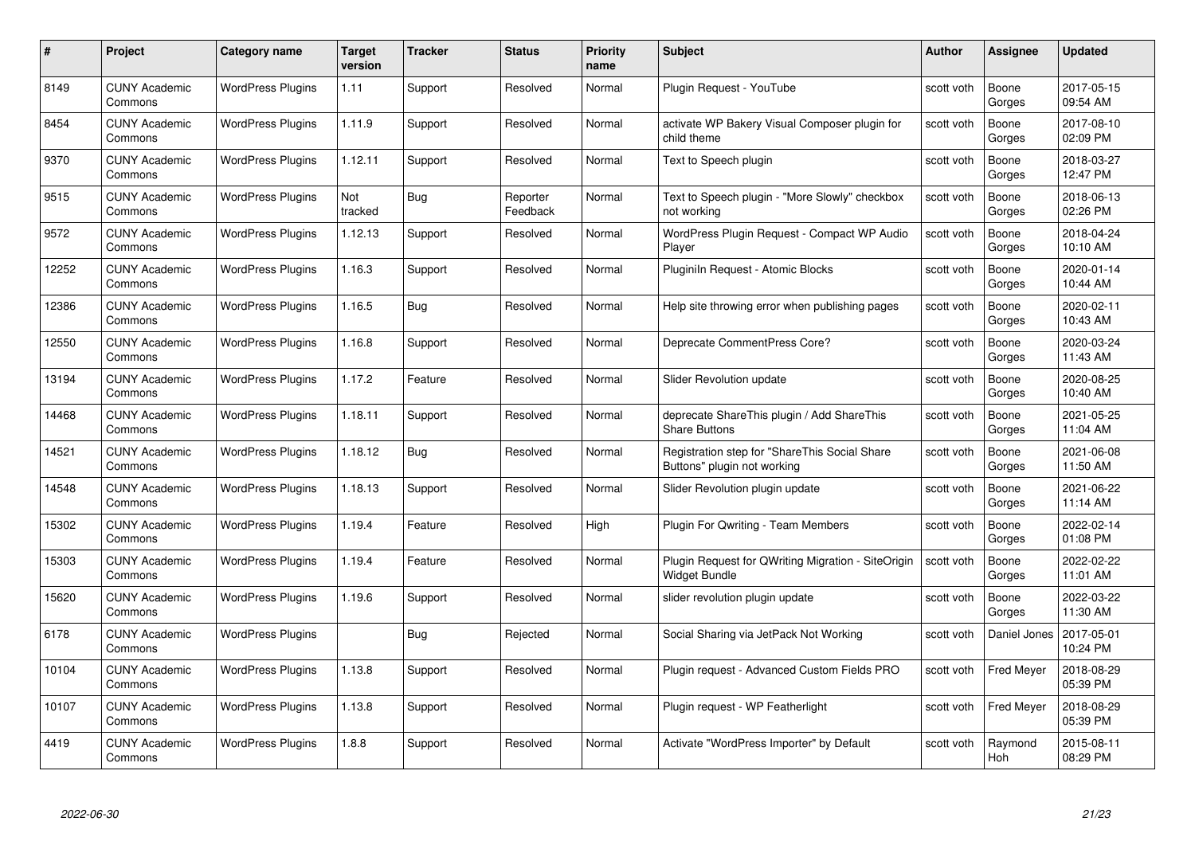| # | Project | Category name | Target version | Tracker | Status | Priority name | Subject | Author | Assignee | Updated |
|---|---|---|---|---|---|---|---|---|---|---|
| 8149 | CUNY Academic Commons | WordPress Plugins | 1.11 | Support | Resolved | Normal | Plugin Request - YouTube | scott voth | Boone Gorges | 2017-05-15 09:54 AM |
| 8454 | CUNY Academic Commons | WordPress Plugins | 1.11.9 | Support | Resolved | Normal | activate WP Bakery Visual Composer plugin for child theme | scott voth | Boone Gorges | 2017-08-10 02:09 PM |
| 9370 | CUNY Academic Commons | WordPress Plugins | 1.12.11 | Support | Resolved | Normal | Text to Speech plugin | scott voth | Boone Gorges | 2018-03-27 12:47 PM |
| 9515 | CUNY Academic Commons | WordPress Plugins | Not tracked | Bug | Reporter Feedback | Normal | Text to Speech plugin - "More Slowly" checkbox not working | scott voth | Boone Gorges | 2018-06-13 02:26 PM |
| 9572 | CUNY Academic Commons | WordPress Plugins | 1.12.13 | Support | Resolved | Normal | WordPress Plugin Request - Compact WP Audio Player | scott voth | Boone Gorges | 2018-04-24 10:10 AM |
| 12252 | CUNY Academic Commons | WordPress Plugins | 1.16.3 | Support | Resolved | Normal | PluginIn Request - Atomic Blocks | scott voth | Boone Gorges | 2020-01-14 10:44 AM |
| 12386 | CUNY Academic Commons | WordPress Plugins | 1.16.5 | Bug | Resolved | Normal | Help site throwing error when publishing pages | scott voth | Boone Gorges | 2020-02-11 10:43 AM |
| 12550 | CUNY Academic Commons | WordPress Plugins | 1.16.8 | Support | Resolved | Normal | Deprecate CommentPress Core? | scott voth | Boone Gorges | 2020-03-24 11:43 AM |
| 13194 | CUNY Academic Commons | WordPress Plugins | 1.17.2 | Feature | Resolved | Normal | Slider Revolution update | scott voth | Boone Gorges | 2020-08-25 10:40 AM |
| 14468 | CUNY Academic Commons | WordPress Plugins | 1.18.11 | Support | Resolved | Normal | deprecate ShareThis plugin / Add ShareThis Share Buttons | scott voth | Boone Gorges | 2021-05-25 11:04 AM |
| 14521 | CUNY Academic Commons | WordPress Plugins | 1.18.12 | Bug | Resolved | Normal | Registration step for "ShareThis Social Share Buttons" plugin not working | scott voth | Boone Gorges | 2021-06-08 11:50 AM |
| 14548 | CUNY Academic Commons | WordPress Plugins | 1.18.13 | Support | Resolved | Normal | Slider Revolution plugin update | scott voth | Boone Gorges | 2021-06-22 11:14 AM |
| 15302 | CUNY Academic Commons | WordPress Plugins | 1.19.4 | Feature | Resolved | High | Plugin For Qwriting - Team Members | scott voth | Boone Gorges | 2022-02-14 01:08 PM |
| 15303 | CUNY Academic Commons | WordPress Plugins | 1.19.4 | Feature | Resolved | Normal | Plugin Request for QWriting Migration - SiteOrigin Widget Bundle | scott voth | Boone Gorges | 2022-02-22 11:01 AM |
| 15620 | CUNY Academic Commons | WordPress Plugins | 1.19.6 | Support | Resolved | Normal | slider revolution plugin update | scott voth | Boone Gorges | 2022-03-22 11:30 AM |
| 6178 | CUNY Academic Commons | WordPress Plugins | | Bug | Rejected | Normal | Social Sharing via JetPack Not Working | scott voth | Daniel Jones | 2017-05-01 10:24 PM |
| 10104 | CUNY Academic Commons | WordPress Plugins | 1.13.8 | Support | Resolved | Normal | Plugin request - Advanced Custom Fields PRO | scott voth | Fred Meyer | 2018-08-29 05:39 PM |
| 10107 | CUNY Academic Commons | WordPress Plugins | 1.13.8 | Support | Resolved | Normal | Plugin request - WP Featherlight | scott voth | Fred Meyer | 2018-08-29 05:39 PM |
| 4419 | CUNY Academic Commons | WordPress Plugins | 1.8.8 | Support | Resolved | Normal | Activate "WordPress Importer" by Default | scott voth | Raymond Hoh | 2015-08-11 08:29 PM |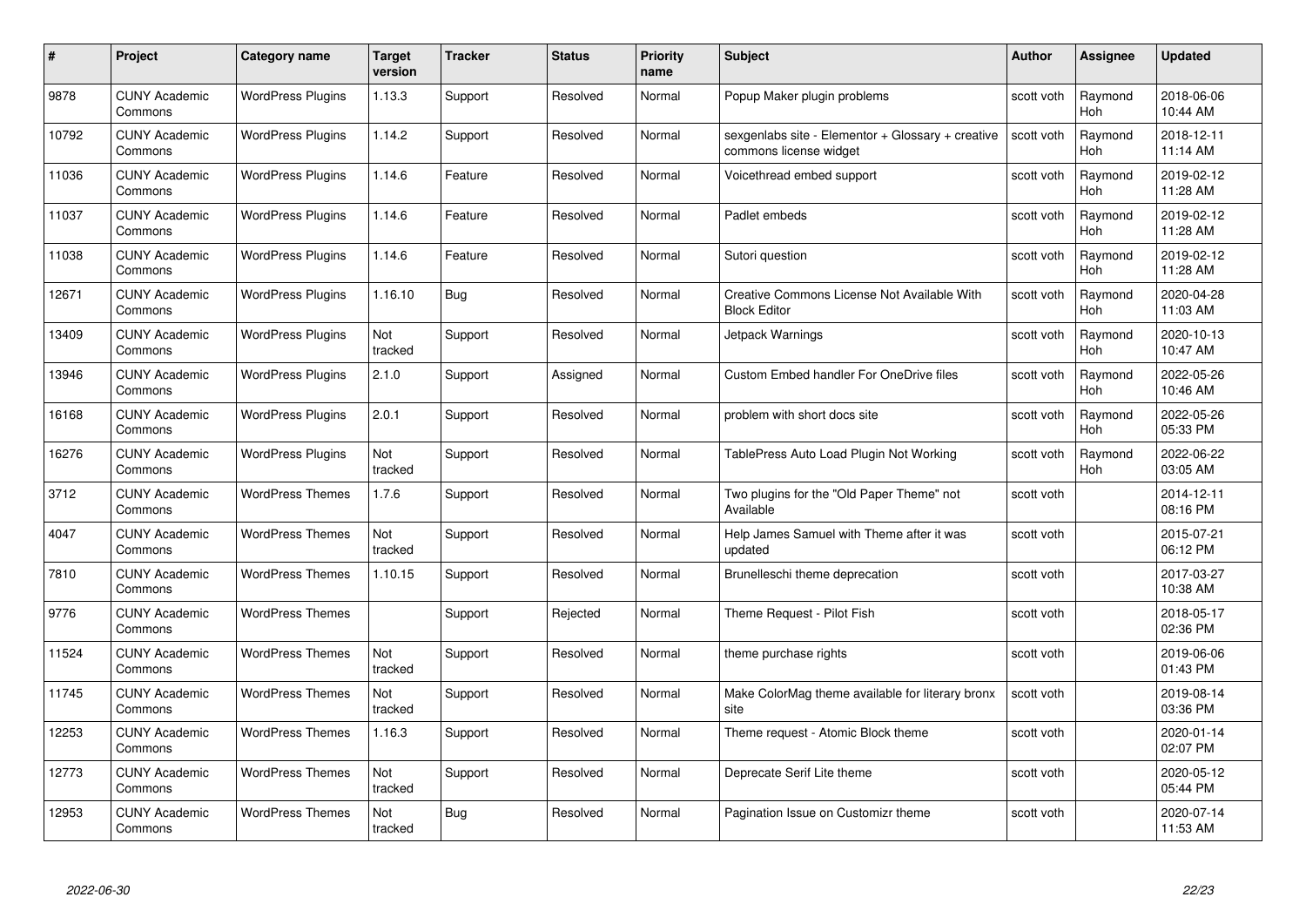| # | Project | Category name | Target version | Tracker | Status | Priority name | Subject | Author | Assignee | Updated |
|---|---|---|---|---|---|---|---|---|---|---|
| 9878 | CUNY Academic Commons | WordPress Plugins | 1.13.3 | Support | Resolved | Normal | Popup Maker plugin problems | scott voth | Raymond Hoh | 2018-06-06 10:44 AM |
| 10792 | CUNY Academic Commons | WordPress Plugins | 1.14.2 | Support | Resolved | Normal | sexgenlabs site - Elementor + Glossary + creative commons license widget | scott voth | Raymond Hoh | 2018-12-11 11:14 AM |
| 11036 | CUNY Academic Commons | WordPress Plugins | 1.14.6 | Feature | Resolved | Normal | Voicethread embed support | scott voth | Raymond Hoh | 2019-02-12 11:28 AM |
| 11037 | CUNY Academic Commons | WordPress Plugins | 1.14.6 | Feature | Resolved | Normal | Padlet embeds | scott voth | Raymond Hoh | 2019-02-12 11:28 AM |
| 11038 | CUNY Academic Commons | WordPress Plugins | 1.14.6 | Feature | Resolved | Normal | Sutori question | scott voth | Raymond Hoh | 2019-02-12 11:28 AM |
| 12671 | CUNY Academic Commons | WordPress Plugins | 1.16.10 | Bug | Resolved | Normal | Creative Commons License Not Available With Block Editor | scott voth | Raymond Hoh | 2020-04-28 11:03 AM |
| 13409 | CUNY Academic Commons | WordPress Plugins | Not tracked | Support | Resolved | Normal | Jetpack Warnings | scott voth | Raymond Hoh | 2020-10-13 10:47 AM |
| 13946 | CUNY Academic Commons | WordPress Plugins | 2.1.0 | Support | Assigned | Normal | Custom Embed handler For OneDrive files | scott voth | Raymond Hoh | 2022-05-26 10:46 AM |
| 16168 | CUNY Academic Commons | WordPress Plugins | 2.0.1 | Support | Resolved | Normal | problem with short docs site | scott voth | Raymond Hoh | 2022-05-26 05:33 PM |
| 16276 | CUNY Academic Commons | WordPress Plugins | Not tracked | Support | Resolved | Normal | TablePress Auto Load Plugin Not Working | scott voth | Raymond Hoh | 2022-06-22 03:05 AM |
| 3712 | CUNY Academic Commons | WordPress Themes | 1.7.6 | Support | Resolved | Normal | Two plugins for the "Old Paper Theme" not Available | scott voth | | 2014-12-11 08:16 PM |
| 4047 | CUNY Academic Commons | WordPress Themes | Not tracked | Support | Resolved | Normal | Help James Samuel with Theme after it was updated | scott voth | | 2015-07-21 06:12 PM |
| 7810 | CUNY Academic Commons | WordPress Themes | 1.10.15 | Support | Resolved | Normal | Brunelleschi theme deprecation | scott voth | | 2017-03-27 10:38 AM |
| 9776 | CUNY Academic Commons | WordPress Themes | | Support | Rejected | Normal | Theme Request - Pilot Fish | scott voth | | 2018-05-17 02:36 PM |
| 11524 | CUNY Academic Commons | WordPress Themes | Not tracked | Support | Resolved | Normal | theme purchase rights | scott voth | | 2019-06-06 01:43 PM |
| 11745 | CUNY Academic Commons | WordPress Themes | Not tracked | Support | Resolved | Normal | Make ColorMag theme available for literary bronx site | scott voth | | 2019-08-14 03:36 PM |
| 12253 | CUNY Academic Commons | WordPress Themes | 1.16.3 | Support | Resolved | Normal | Theme request - Atomic Block theme | scott voth | | 2020-01-14 02:07 PM |
| 12773 | CUNY Academic Commons | WordPress Themes | Not tracked | Support | Resolved | Normal | Deprecate Serif Lite theme | scott voth | | 2020-05-12 05:44 PM |
| 12953 | CUNY Academic Commons | WordPress Themes | Not tracked | Bug | Resolved | Normal | Pagination Issue on Customizr theme | scott voth | | 2020-07-14 11:53 AM |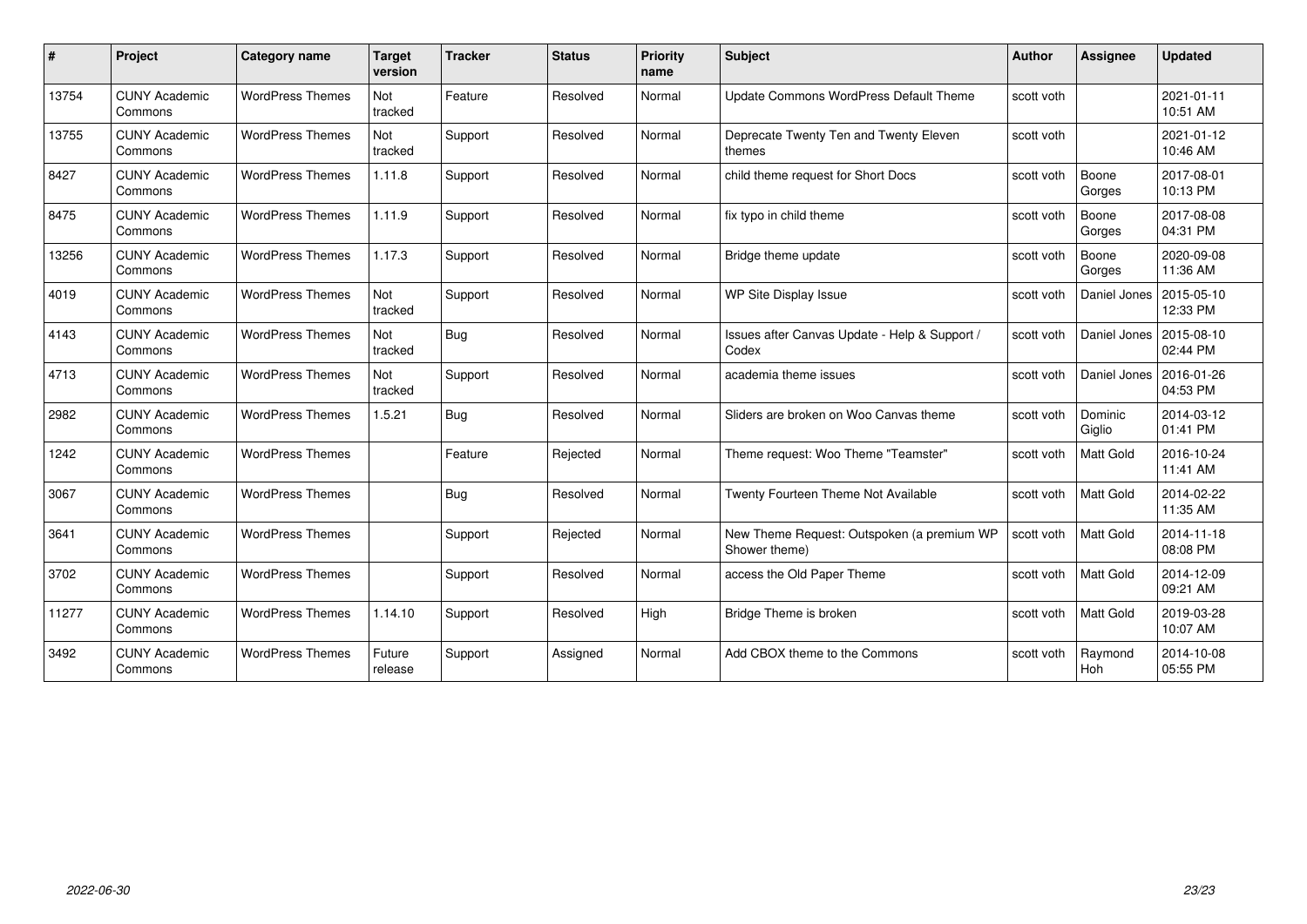| # | Project | Category name | Target version | Tracker | Status | Priority name | Subject | Author | Assignee | Updated |
|---|---|---|---|---|---|---|---|---|---|---|
| 13754 | CUNY Academic Commons | WordPress Themes | Not tracked | Feature | Resolved | Normal | Update Commons WordPress Default Theme | scott voth | | 2021-01-11 10:51 AM |
| 13755 | CUNY Academic Commons | WordPress Themes | Not tracked | Support | Resolved | Normal | Deprecate Twenty Ten and Twenty Eleven themes | scott voth | | 2021-01-12 10:46 AM |
| 8427 | CUNY Academic Commons | WordPress Themes | 1.11.8 | Support | Resolved | Normal | child theme request for Short Docs | scott voth | Boone Gorges | 2017-08-01 10:13 PM |
| 8475 | CUNY Academic Commons | WordPress Themes | 1.11.9 | Support | Resolved | Normal | fix typo in child theme | scott voth | Boone Gorges | 2017-08-08 04:31 PM |
| 13256 | CUNY Academic Commons | WordPress Themes | 1.17.3 | Support | Resolved | Normal | Bridge theme update | scott voth | Boone Gorges | 2020-09-08 11:36 AM |
| 4019 | CUNY Academic Commons | WordPress Themes | Not tracked | Support | Resolved | Normal | WP Site Display Issue | scott voth | Daniel Jones | 2015-05-10 12:33 PM |
| 4143 | CUNY Academic Commons | WordPress Themes | Not tracked | Bug | Resolved | Normal | Issues after Canvas Update - Help & Support / Codex | scott voth | Daniel Jones | 2015-08-10 02:44 PM |
| 4713 | CUNY Academic Commons | WordPress Themes | Not tracked | Support | Resolved | Normal | academia theme issues | scott voth | Daniel Jones | 2016-01-26 04:53 PM |
| 2982 | CUNY Academic Commons | WordPress Themes | 1.5.21 | Bug | Resolved | Normal | Sliders are broken on Woo Canvas theme | scott voth | Dominic Giglio | 2014-03-12 01:41 PM |
| 1242 | CUNY Academic Commons | WordPress Themes | | Feature | Rejected | Normal | Theme request: Woo Theme "Teamster" | scott voth | Matt Gold | 2016-10-24 11:41 AM |
| 3067 | CUNY Academic Commons | WordPress Themes | | Bug | Resolved | Normal | Twenty Fourteen Theme Not Available | scott voth | Matt Gold | 2014-02-22 11:35 AM |
| 3641 | CUNY Academic Commons | WordPress Themes | | Support | Rejected | Normal | New Theme Request: Outspoken (a premium WP Shower theme) | scott voth | Matt Gold | 2014-11-18 08:08 PM |
| 3702 | CUNY Academic Commons | WordPress Themes | | Support | Resolved | Normal | access the Old Paper Theme | scott voth | Matt Gold | 2014-12-09 09:21 AM |
| 11277 | CUNY Academic Commons | WordPress Themes | 1.14.10 | Support | Resolved | High | Bridge Theme is broken | scott voth | Matt Gold | 2019-03-28 10:07 AM |
| 3492 | CUNY Academic Commons | WordPress Themes | Future release | Support | Assigned | Normal | Add CBOX theme to the Commons | scott voth | Raymond Hoh | 2014-10-08 05:55 PM |